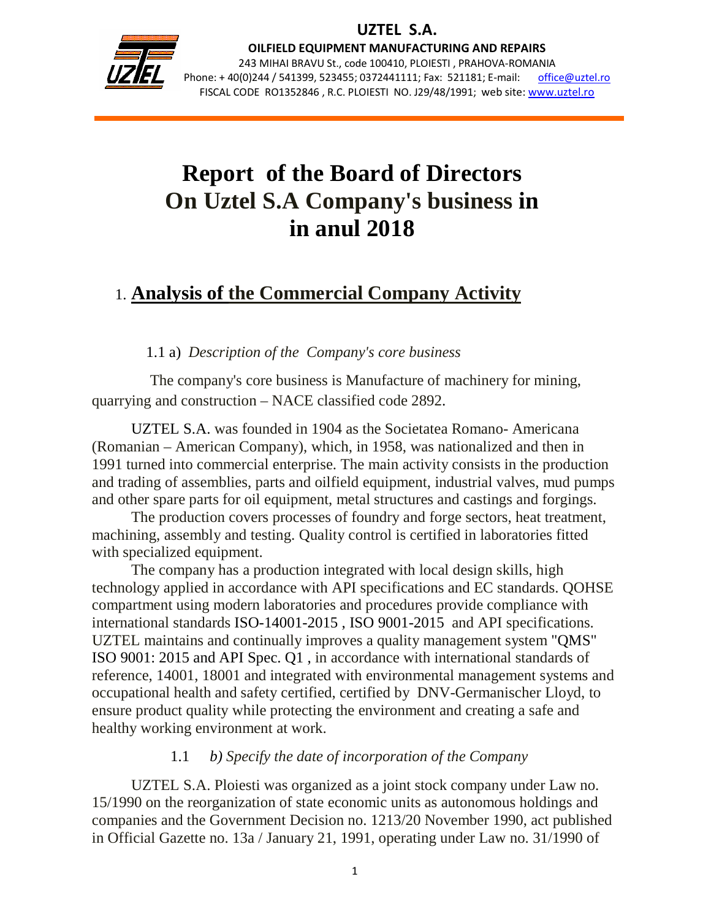**UZTEL S.A.**

**OILFIELD EQUIPMENT MANUFACTURING AND REPAIRS**

243 MIHAI BRAVU St., code 100410, PLOIESTI , PRAHOVA-ROMANIA
Phone: + 40(0)244 / 541399, 523455; 0372441111; Fax: 521181; E-mail: office@uztel.ro
FISCAL CODE RO1352846 , R.C. PLOIESTI NO. J29/48/1991; web site: www.uztel.ro

# Report of the Board of Directors On Uztel S.A Company's business in in anul 2018

## 1. Analysis of the Commercial Company Activity

### 1.1 a) *Description of the Company's core business*

The company's core business is Manufacture of machinery for mining, quarrying and construction – NACE classified code 2892.

UZTEL S.A. was founded in 1904 as the Societatea Romano- Americana (Romanian – American Company), which, in 1958, was nationalized and then in 1991 turned into commercial enterprise. The main activity consists in the production and trading of assemblies, parts and oilfield equipment, industrial valves, mud pumps and other spare parts for oil equipment, metal structures and castings and forgings.

The production covers processes of foundry and forge sectors, heat treatment, machining, assembly and testing. Quality control is certified in laboratories fitted with specialized equipment.

The company has a production integrated with local design skills, high technology applied in accordance with API specifications and EC standards. QOHSE compartment using modern laboratories and procedures provide compliance with international standards ISO-14001-2015 , ISO 9001-2015 and API specifications. UZTEL maintains and continually improves a quality management system "QMS" ISO 9001: 2015 and API Spec. Q1 , in accordance with international standards of reference, 14001, 18001 and integrated with environmental management systems and occupational health and safety certified, certified by DNV-Germanischer Lloyd, to ensure product quality while protecting the environment and creating a safe and healthy working environment at work.

### 1.1 *b) Specify the date of incorporation of the Company*

UZTEL S.A. Ploiesti was organized as a joint stock company under Law no. 15/1990 on the reorganization of state economic units as autonomous holdings and companies and the Government Decision no. 1213/20 November 1990, act published in Official Gazette no. 13a / January 21, 1991, operating under Law no. 31/1990 of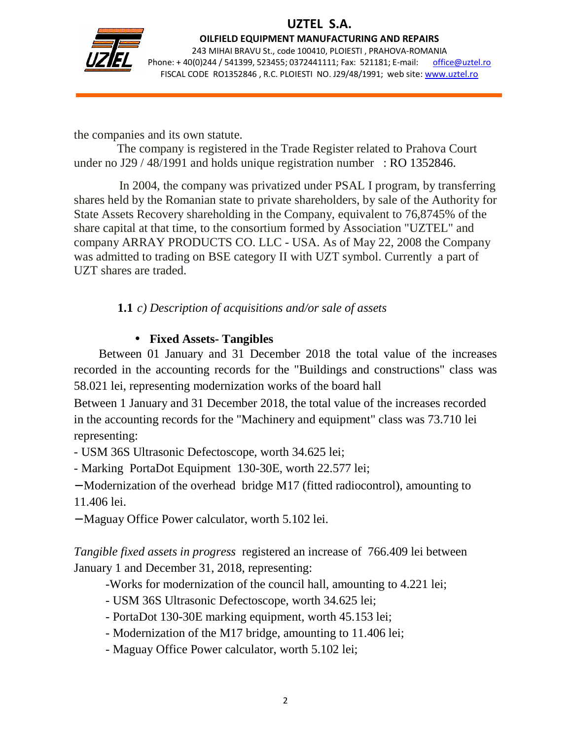the companies and its own statute.

The company is registered in the Trade Register related to Prahova Court under no J29 / 48/1991 and holds unique registration number : RO 1352846.

In 2004, the company was privatized under PSAL I program, by transferring shares held by the Romanian state to private shareholders, by sale of the Authority for State Assets Recovery shareholding in the Company, equivalent to 76,8745% of the share capital at that time, to the consortium formed by Association "UZTEL" and company ARRAY PRODUCTS CO. LLC - USA. As of May 22, 2008 the Company was admitted to trading on BSE category II with UZT symbol. Currently a part of UZT shares are traded.

**1.1** *c) Description of acquisitions and/or sale of assets*

- **Fixed Assets- Tangibles**

Between 01 January and 31 December 2018 the total value of the increases recorded in the accounting records for the "Buildings and constructions" class was 58.021 lei, representing modernization works of the board hall

Between 1 January and 31 December 2018, the total value of the increases recorded in the accounting records for the "Machinery and equipment" class was 73.710 lei representing:

- USM 36S Ultrasonic Defectoscope, worth 34.625 lei;
- Marking PortaDot Equipment 130-30E, worth 22.577 lei;
- Modernization of the overhead bridge M17 (fitted radiocontrol), amounting to 11.406 lei.
- Maguay Office Power calculator, worth 5.102 lei.

*Tangible fixed assets in progress* registered an increase of 766.409 lei between January 1 and December 31, 2018, representing:

- Works for modernization of the council hall, amounting to 4.221 lei;
- USM 36S Ultrasonic Defectoscope, worth 34.625 lei;
- PortaDot 130-30E marking equipment, worth 45.153 lei;
- Modernization of the M17 bridge, amounting to 11.406 lei;
- Maguay Office Power calculator, worth 5.102 lei;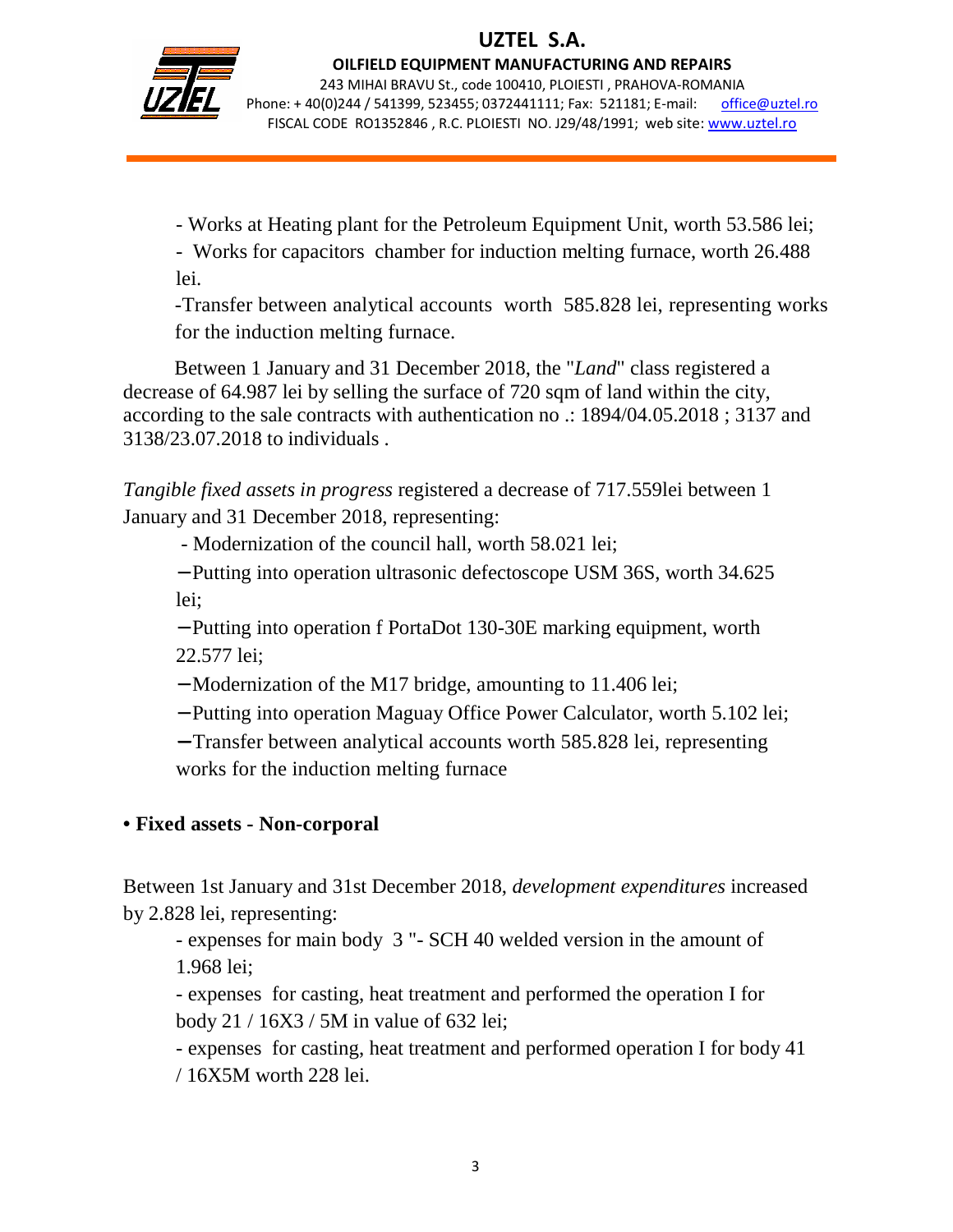- Works at Heating plant for the Petroleum Equipment Unit, worth 53.586 lei;
- Works for capacitors chamber for induction melting furnace, worth 26.488 lei.
- Transfer between analytical accounts worth 585.828 lei, representing works for the induction melting furnace.

Between 1 January and 31 December 2018, the "*Land*" class registered a decrease of 64.987 lei by selling the surface of 720 sqm of land within the city, according to the sale contracts with authentication no .: 1894/04.05.2018 ; 3137 and 3138/23.07.2018 to individuals .

*Tangible fixed assets in progress* registered a decrease of 717.559lei between 1 January and 31 December 2018, representing:

- Modernization of the council hall, worth 58.021 lei;
- Putting into operation ultrasonic defectoscope USM 36S, worth 34.625 lei;
- Putting into operation f PortaDot 130-30E marking equipment, worth 22.577 lei;
- Modernization of the M17 bridge, amounting to 11.406 lei;
- Putting into operation Maguay Office Power Calculator, worth 5.102 lei;
- Transfer between analytical accounts worth 585.828 lei, representing works for the induction melting furnace

**• Fixed assets - Non-corporal**

Between 1st January and 31st December 2018, *development expenditures* increased by 2.828 lei, representing:

- expenses for main body 3 "- SCH 40 welded version in the amount of 1.968 lei;
- expenses for casting, heat treatment and performed the operation I for body 21 / 16X3 / 5M in value of 632 lei;
- expenses for casting, heat treatment and performed operation I for body 41 / 16X5M worth 228 lei.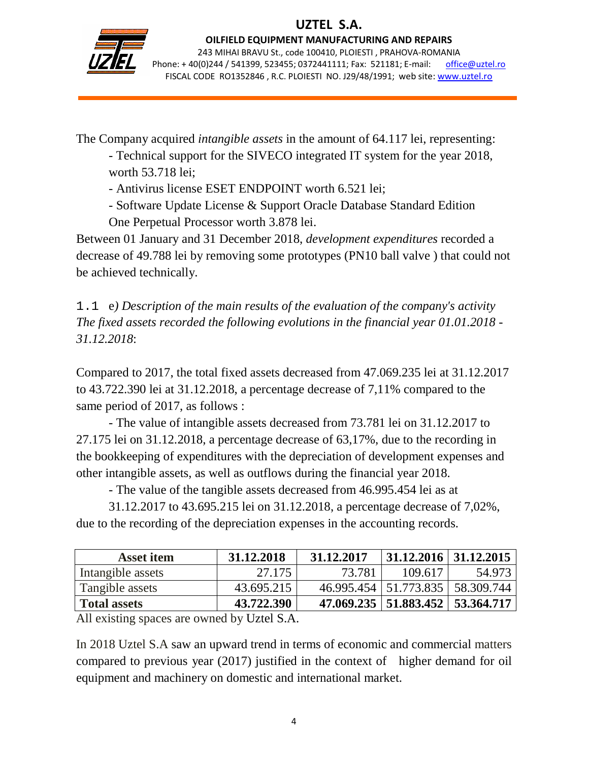The Company acquired *intangible assets* in the amount of 64.117 lei, representing:

- Technical support for the SIVECO integrated IT system for the year 2018, worth 53.718 lei;
- Antivirus license ESET ENDPOINT worth 6.521 lei;
- Software Update License & Support Oracle Database Standard Edition One Perpetual Processor worth 3.878 lei.

Between 01 January and 31 December 2018, *development expenditures* recorded a decrease of 49.788 lei by removing some prototypes (PN10 ball valve ) that could not be achieved technically.

1.1 e*) Description of the main results of the evaluation of the company's activity The fixed assets recorded the following evolutions in the financial year 01.01.2018 - 31.12.2018*:

Compared to 2017, the total fixed assets decreased from 47.069.235 lei at 31.12.2017 to 43.722.390 lei at 31.12.2018, a percentage decrease of 7,11% compared to the same period of 2017, as follows :

- The value of intangible assets decreased from 73.781 lei on 31.12.2017 to 27.175 lei on 31.12.2018, a percentage decrease of 63,17%, due to the recording in the bookkeeping of expenditures with the depreciation of development expenses and other intangible assets, as well as outflows during the financial year 2018.

- The value of the tangible assets decreased from 46.995.454 lei as at 31.12.2017 to 43.695.215 lei on 31.12.2018, a percentage decrease of 7,02%, due to the recording of the depreciation expenses in the accounting records.

| Asset item | 31.12.2018 | 31.12.2017 | 31.12.2016 | 31.12.2015 |
|---|---|---|---|---|
| Intangible assets | 27.175 | 73.781 | 109.617 | 54.973 |
| Tangible assets | 43.695.215 | 46.995.454 | 51.773.835 | 58.309.744 |
| **Total assets** | **43.722.390** | **47.069.235** | **51.883.452** | **53.364.717** |

All existing spaces are owned by Uztel S.A.

In 2018 Uztel S.A saw an upward trend in terms of economic and commercial matters compared to previous year (2017) justified in the context of higher demand for oil equipment and machinery on domestic and international market.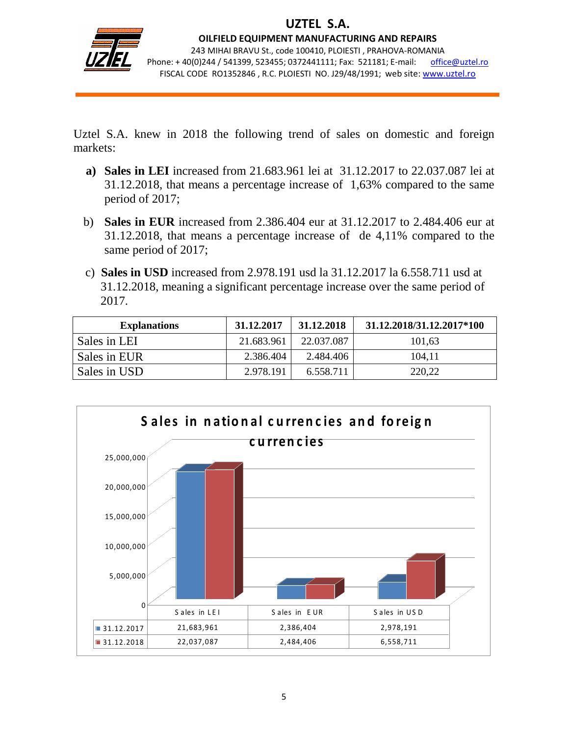Uztel S.A. knew in 2018 the following trend of sales on domestic and foreign markets:

**a) Sales in LEI** increased from 21.683.961 lei at 31.12.2017 to 22.037.087 lei at 31.12.2018, that means a percentage increase of 1,63% compared to the same period of 2017;

b) **Sales in EUR** increased from 2.386.404 eur at 31.12.2017 to 2.484.406 eur at 31.12.2018, that means a percentage increase of de 4,11% compared to the same period of 2017;

c) **Sales in USD** increased from 2.978.191 usd la 31.12.2017 la 6.558.711 usd at 31.12.2018, meaning a significant percentage increase over the same period of 2017.

| Explanations | 31.12.2017 | 31.12.2018 | 31.12.2018/31.12.2017*100 |
|---|---|---|---|
| Sales in LEI | 21.683.961 | 22.037.087 | 101,63 |
| Sales in EUR | 2.386.404 | 2.484.406 | 104,11 |
| Sales in USD | 2.978.191 | 6.558.711 | 220,22 |

**Sales in national currencies and foreign currencies**

| | Sales in LEI | Sales in EUR | Sales in USD |
|---|---|---|---|
| 31.12.2017 | 21,683,961 | 2,386,404 | 2,978,191 |
| 31.12.2018 | 22,037,087 | 2,484,406 | 6,558,711 |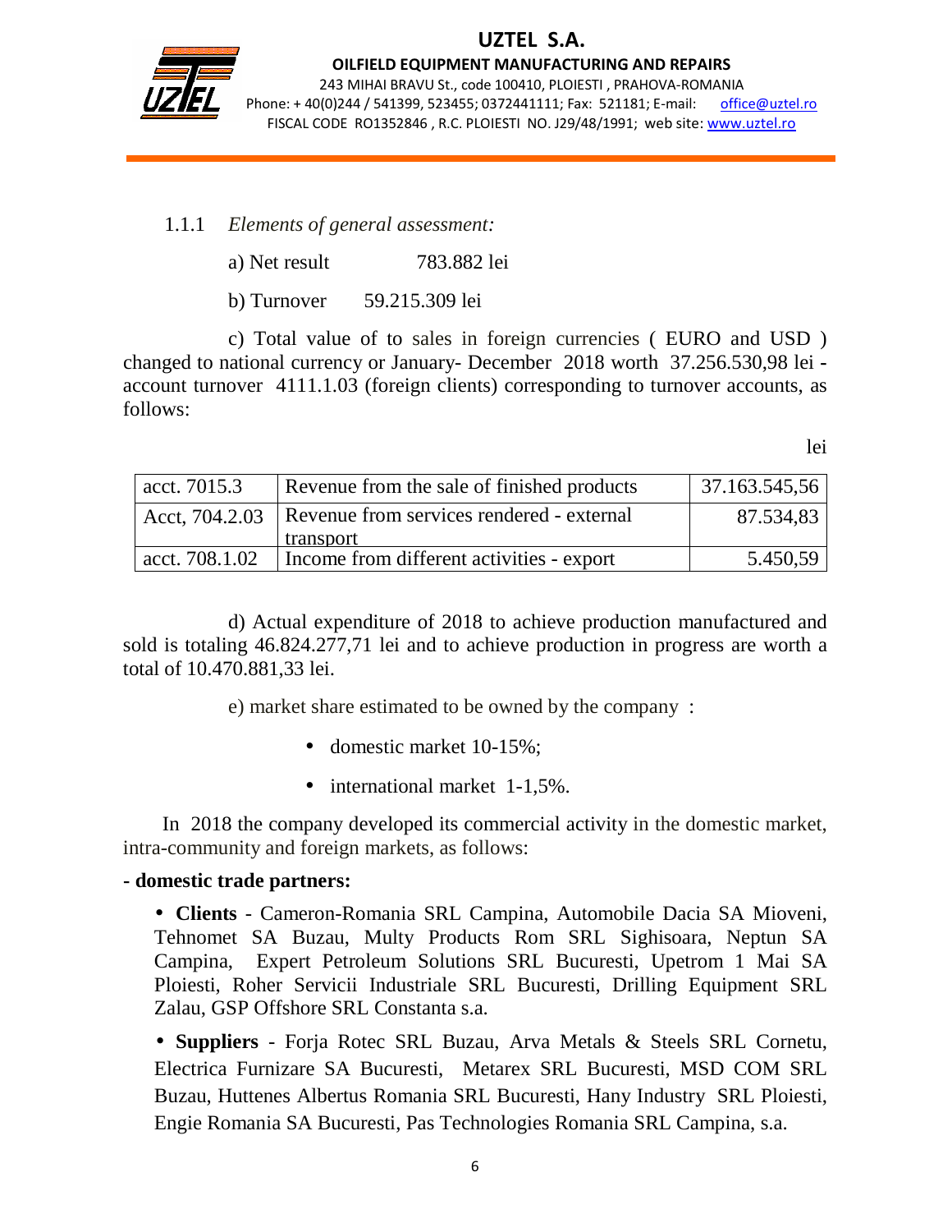1.1.1 *Elements of general assessment:*

a) Net result 783.882 lei

b) Turnover 59.215.309 lei

c) Total value of to sales in foreign currencies ( EURO and USD ) changed to national currency or January- December 2018 worth 37.256.530,98 lei - account turnover 4111.1.03 (foreign clients) corresponding to turnover accounts, as follows:

lei

| | | |
|---|---|---|
| acct. 7015.3 | Revenue from the sale of finished products | 37.163.545,56 |
| Acct, 704.2.03 | Revenue from services rendered - external transport | 87.534,83 |
| acct. 708.1.02 | Income from different activities - export | 5.450,59 |

d) Actual expenditure of 2018 to achieve production manufactured and sold is totaling 46.824.277,71 lei and to achieve production in progress are worth a total of 10.470.881,33 lei.

e) market share estimated to be owned by the company :

- domestic market 10-15%;
- international market 1-1,5%.

In 2018 the company developed its commercial activity in the domestic market, intra-community and foreign markets, as follows:

**- domestic trade partners:**

- **Clients** - Cameron-Romania SRL Campina, Automobile Dacia SA Mioveni, Tehnomet SA Buzau, Multy Products Rom SRL Sighisoara, Neptun SA Campina, Expert Petroleum Solutions SRL Bucuresti, Upetrom 1 Mai SA Ploiesti, Roher Servicii Industriale SRL Bucuresti, Drilling Equipment SRL Zalau, GSP Offshore SRL Constanta s.a.

- **Suppliers** - Forja Rotec SRL Buzau, Arva Metals & Steels SRL Cornetu, Electrica Furnizare SA Bucuresti, Metarex SRL Bucuresti, MSD COM SRL Buzau, Huttenes Albertus Romania SRL Bucuresti, Hany Industry SRL Ploiesti, Engie Romania SA Bucuresti, Pas Technologies Romania SRL Campina, s.a.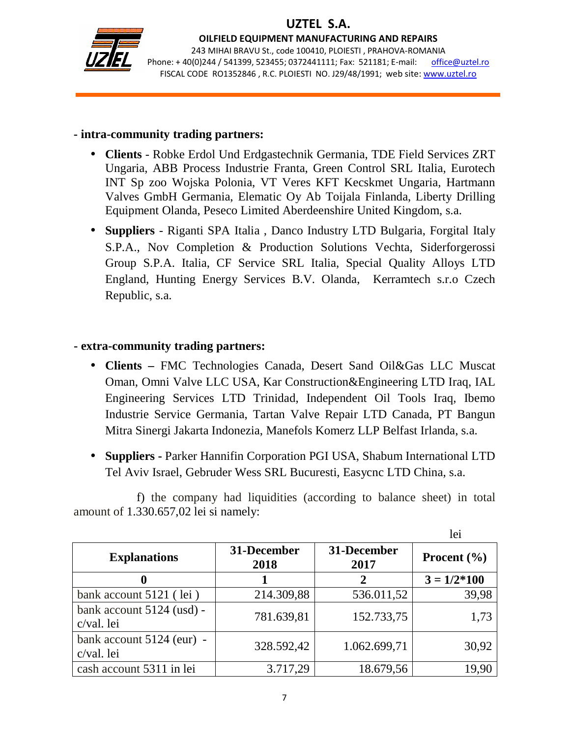**- intra-community trading partners:**

- **Clients** - Robke Erdol Und Erdgastechnik Germania, TDE Field Services ZRT Ungaria, ABB Process Industrie Franta, Green Control SRL Italia, Eurotech INT Sp zoo Wojska Polonia, VT Veres KFT Kecskmet Ungaria, Hartmann Valves GmbH Germania, Elematic Oy Ab Toijala Finlanda, Liberty Drilling Equipment Olanda, Peseco Limited Aberdeenshire United Kingdom, s.a.
- **Suppliers** - Riganti SPA Italia , Danco Industry LTD Bulgaria, Forgital Italy S.P.A., Nov Completion & Production Solutions Vechta, Siderforgerossi Group S.P.A. Italia, CF Service SRL Italia, Special Quality Alloys LTD England, Hunting Energy Services B.V. Olanda, Kerramtech s.r.o Czech Republic, s.a.

**- extra-community trading partners:**

- **Clients –** FMC Technologies Canada, Desert Sand Oil&Gas LLC Muscat Oman, Omni Valve LLC USA, Kar Construction&Engineering LTD Iraq, IAL Engineering Services LTD Trinidad, Independent Oil Tools Iraq, Ibemo Industrie Service Germania, Tartan Valve Repair LTD Canada, PT Bangun Mitra Sinergi Jakarta Indonezia, Manefols Komerz LLP Belfast Irlanda, s.a.
- **Suppliers -** Parker Hannifin Corporation PGI USA, Shabum International LTD Tel Aviv Israel, Gebruder Wess SRL Bucuresti, Easycnc LTD China, s.a.

f) the company had liquidities (according to balance sheet) in total amount of 1.330.657,02 lei si namely:

lei

| Explanations | 31-December 2018 | 31-December 2017 | Procent (%) |
|---|---|---|---|
| 0 | 1 | 2 | 3 = 1/2*100 |
| bank account 5121 ( lei ) | 214.309,88 | 536.011,52 | 39,98 |
| bank account 5124 (usd) - c/val. lei | 781.639,81 | 152.733,75 | 1,73 |
| bank account 5124 (eur) - c/val. lei | 328.592,42 | 1.062.699,71 | 30,92 |
| cash account 5311 in lei | 3.717,29 | 18.679,56 | 19,90 |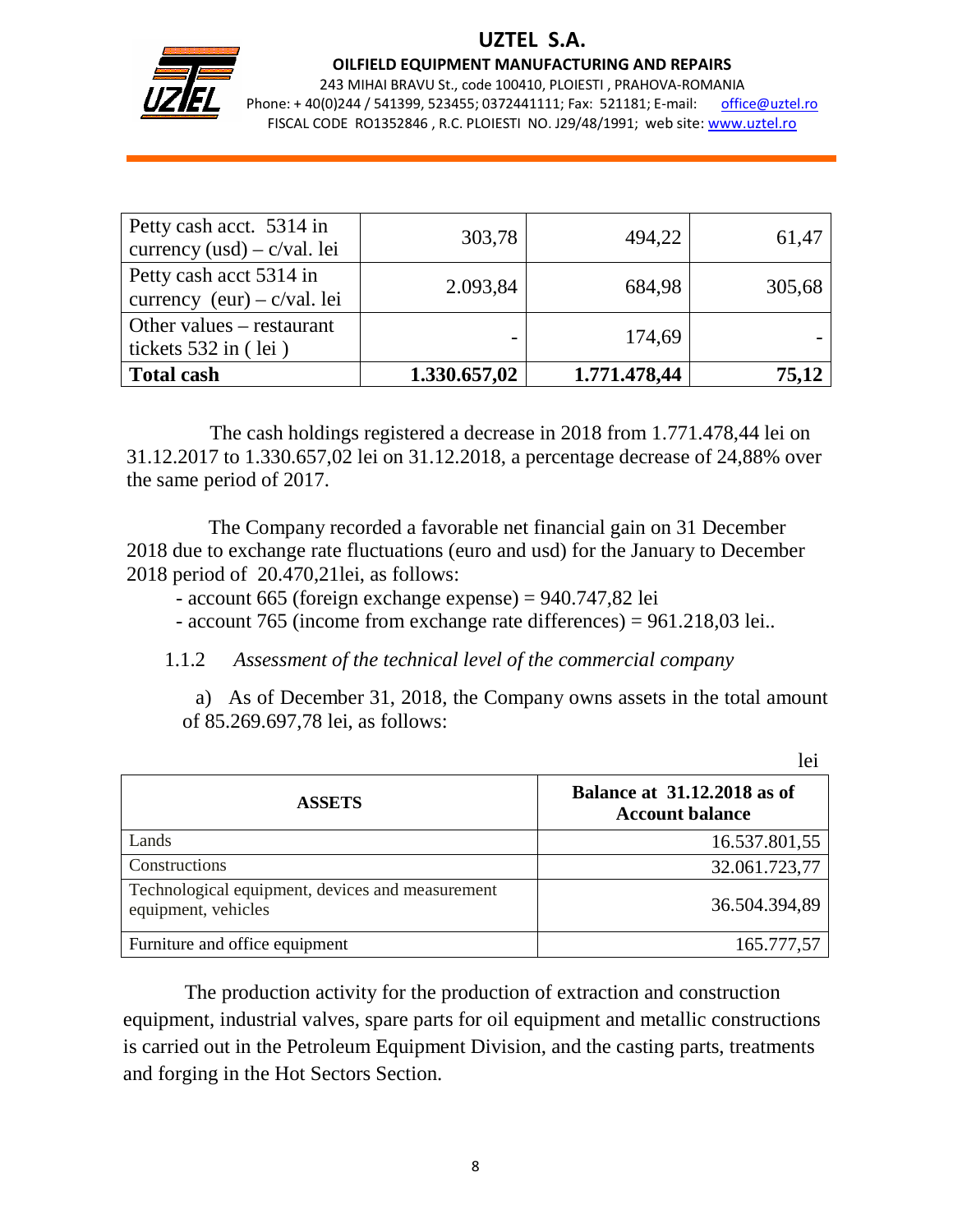| Petty cash acct. 5314 in currency (usd) – c/val. lei | 303,78 | 494,22 | 61,47 |
|---|---|---|---|
| Petty cash acct 5314 in currency (eur) – c/val. lei | 2.093,84 | 684,98 | 305,68 |
| Other values – restaurant tickets 532 in ( lei ) | - | 174,69 | - |
| **Total cash** | **1.330.657,02** | **1.771.478,44** | **75,12** |

The cash holdings registered a decrease in 2018 from 1.771.478,44 lei on 31.12.2017 to 1.330.657,02 lei on 31.12.2018, a percentage decrease of 24,88% over the same period of 2017.

The Company recorded a favorable net financial gain on 31 December 2018 due to exchange rate fluctuations (euro and usd) for the January to December 2018 period of 20.470,21lei, as follows:

- account 665 (foreign exchange expense) = 940.747,82 lei
- account 765 (income from exchange rate differences) = 961.218,03 lei..

1.1.2 *Assessment of the technical level of the commercial company*

a) As of December 31, 2018, the Company owns assets in the total amount of 85.269.697,78 lei, as follows:

lei

| ASSETS | Balance at 31.12.2018 as of Account balance |
|---|---|
| Lands | 16.537.801,55 |
| Constructions | 32.061.723,77 |
| Technological equipment, devices and measurement equipment, vehicles | 36.504.394,89 |
| Furniture and office equipment | 165.777,57 |

The production activity for the production of extraction and construction equipment, industrial valves, spare parts for oil equipment and metallic constructions is carried out in the Petroleum Equipment Division, and the casting parts, treatments and forging in the Hot Sectors Section.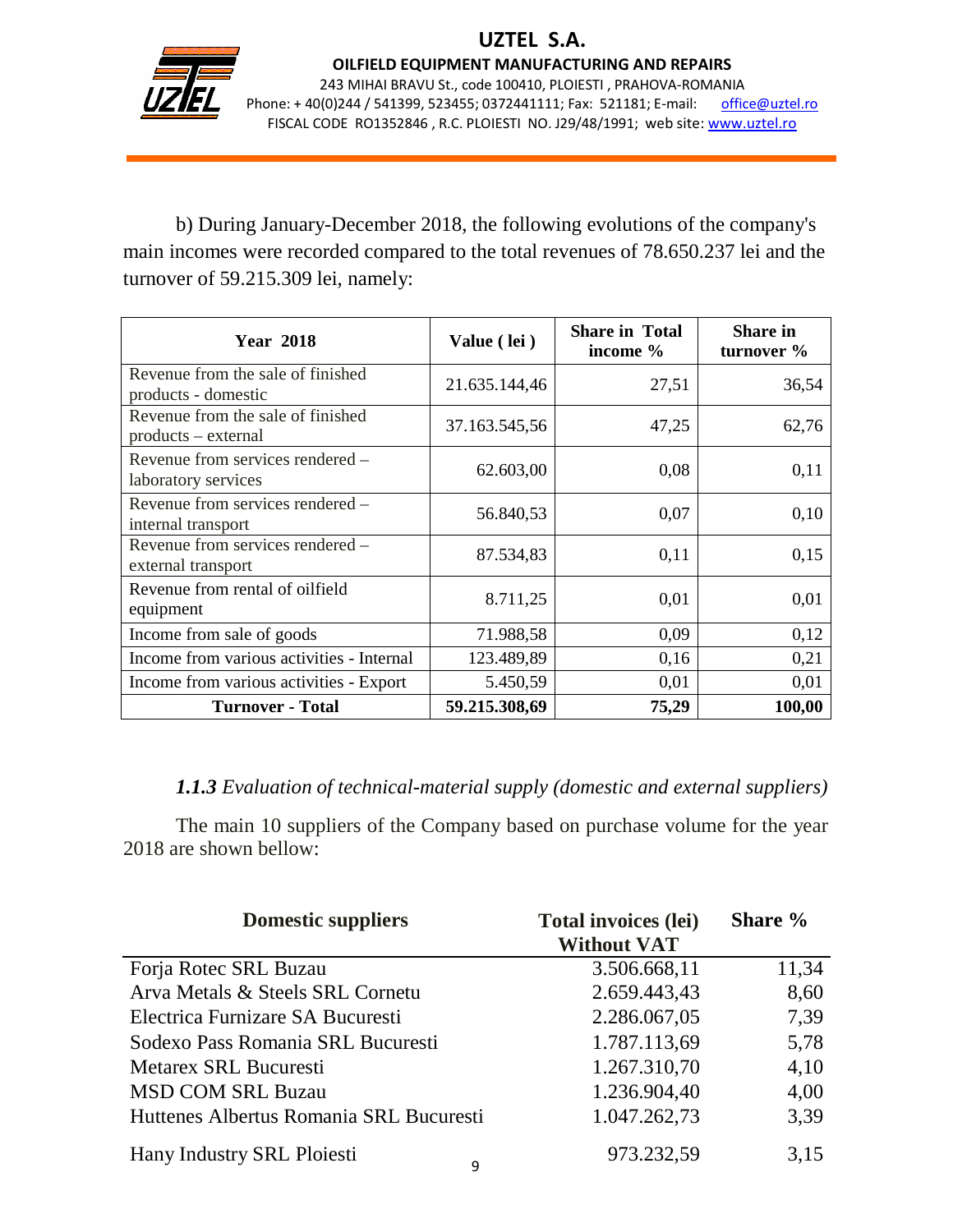b) During January-December 2018, the following evolutions of the company's main incomes were recorded compared to the total revenues of 78.650.237 lei and the turnover of 59.215.309 lei, namely:

| Year 2018 | Value ( lei ) | Share in Total income % | Share in turnover % |
|---|---|---|---|
| Revenue from the sale of finished products - domestic | 21.635.144,46 | 27,51 | 36,54 |
| Revenue from the sale of finished products – external | 37.163.545,56 | 47,25 | 62,76 |
| Revenue from services rendered – laboratory services | 62.603,00 | 0,08 | 0,11 |
| Revenue from services rendered – internal transport | 56.840,53 | 0,07 | 0,10 |
| Revenue from services rendered – external transport | 87.534,83 | 0,11 | 0,15 |
| Revenue from rental of oilfield equipment | 8.711,25 | 0,01 | 0,01 |
| Income from sale of goods | 71.988,58 | 0,09 | 0,12 |
| Income from various activities - Internal | 123.489,89 | 0,16 | 0,21 |
| Income from various activities - Export | 5.450,59 | 0,01 | 0,01 |
| **Turnover - Total** | **59.215.308,69** | **75,29** | **100,00** |

***1.1.3** Evaluation of technical-material supply (domestic and external suppliers)*

The main 10 suppliers of the Company based on purchase volume for the year 2018 are shown bellow:

| Domestic suppliers | Total invoices (lei) Without VAT | Share % |
|---|---|---|
| Forja Rotec SRL Buzau | 3.506.668,11 | 11,34 |
| Arva Metals & Steels SRL Cornetu | 2.659.443,43 | 8,60 |
| Electrica Furnizare SA Bucuresti | 2.286.067,05 | 7,39 |
| Sodexo Pass Romania SRL Bucuresti | 1.787.113,69 | 5,78 |
| Metarex SRL Bucuresti | 1.267.310,70 | 4,10 |
| MSD COM SRL Buzau | 1.236.904,40 | 4,00 |
| Huttenes Albertus Romania SRL Bucuresti | 1.047.262,73 | 3,39 |
| Hany Industry SRL Ploiesti | 973.232,59 | 3,15 |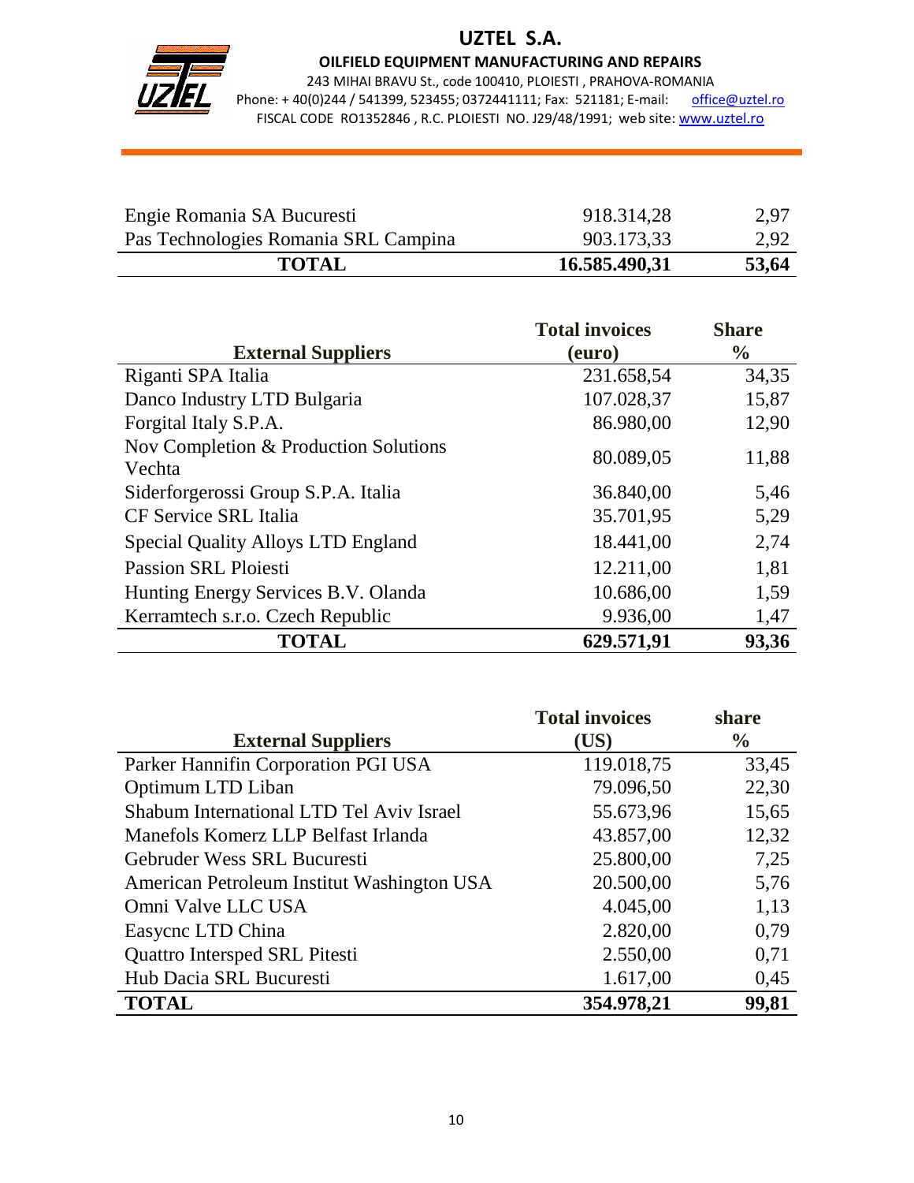| | | |
|---|---|---|
| Engie Romania SA Bucuresti | 918.314,28 | 2,97 |
| Pas Technologies Romania SRL Campina | 903.173,33 | 2,92 |
| **TOTAL** | **16.585.490,31** | **53,64** |

| **External Suppliers** | **Total invoices (euro)** | **Share %** |
|---|---|---|
| Riganti SPA Italia | 231.658,54 | 34,35 |
| Danco Industry LTD Bulgaria | 107.028,37 | 15,87 |
| Forgital Italy S.P.A. | 86.980,00 | 12,90 |
| Nov Completion & Production Solutions Vechta | 80.089,05 | 11,88 |
| Siderforgerossi Group S.P.A. Italia | 36.840,00 | 5,46 |
| CF Service SRL Italia | 35.701,95 | 5,29 |
| Special Quality Alloys LTD England | 18.441,00 | 2,74 |
| Passion SRL Ploiesti | 12.211,00 | 1,81 |
| Hunting Energy Services B.V. Olanda | 10.686,00 | 1,59 |
| Kerramtech s.r.o. Czech Republic | 9.936,00 | 1,47 |
| **TOTAL** | **629.571,91** | **93,36** |

| **External Suppliers** | **Total invoices (US)** | **share %** |
|---|---|---|
| Parker Hannifin Corporation PGI USA | 119.018,75 | 33,45 |
| Optimum LTD Liban | 79.096,50 | 22,30 |
| Shabum International LTD Tel Aviv Israel | 55.673,96 | 15,65 |
| Manefols Komerz LLP Belfast Irlanda | 43.857,00 | 12,32 |
| Gebruder Wess SRL Bucuresti | 25.800,00 | 7,25 |
| American Petroleum Institut Washington USA | 20.500,00 | 5,76 |
| Omni Valve LLC USA | 4.045,00 | 1,13 |
| Easycnc LTD China | 2.820,00 | 0,79 |
| Quattro Intersped SRL Pitesti | 2.550,00 | 0,71 |
| Hub Dacia SRL Bucuresti | 1.617,00 | 0,45 |
| **TOTAL** | **354.978,21** | **99,81** |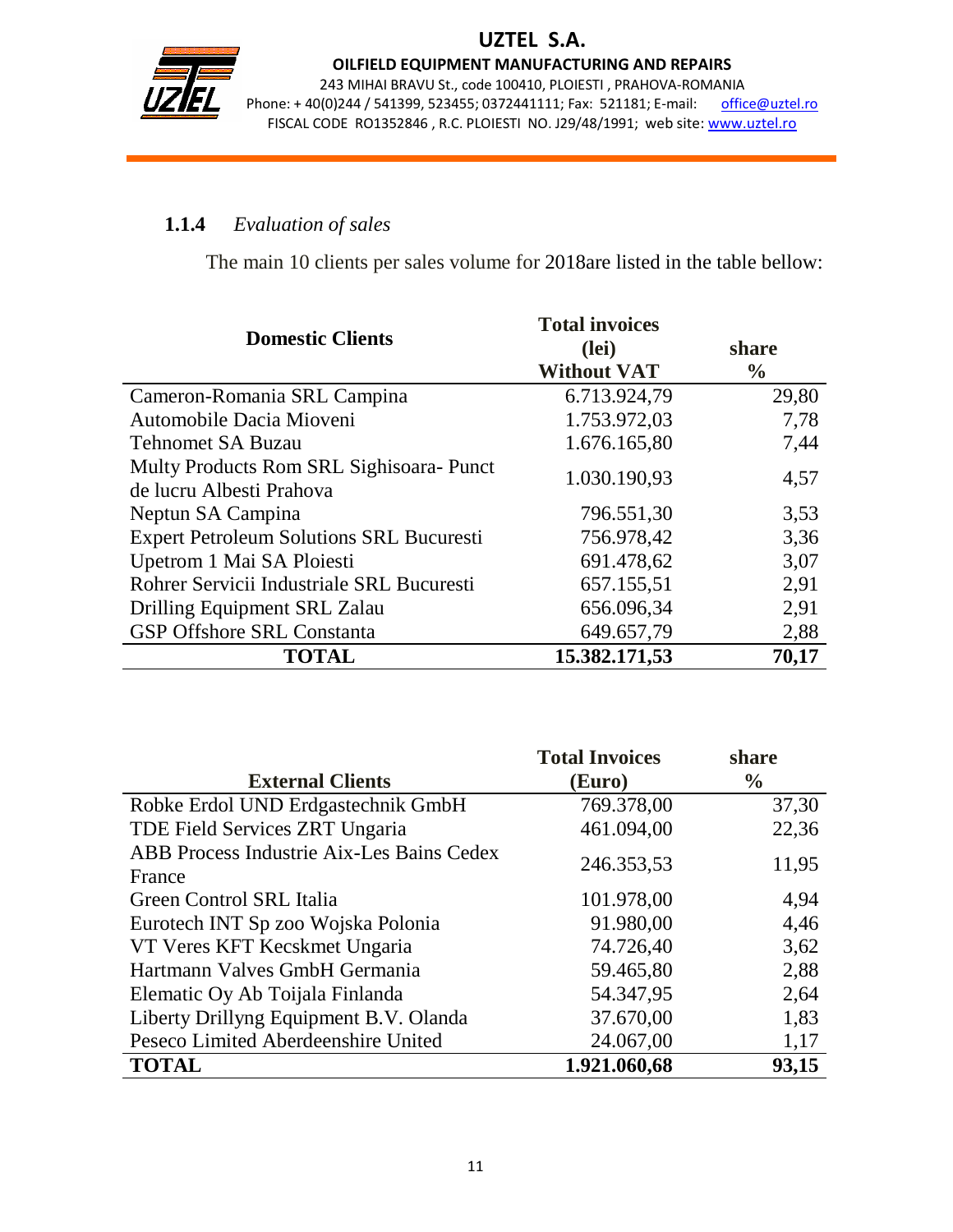### 1.1.4 *Evaluation of sales*

The main 10 clients per sales volume for 2018are listed in the table bellow:

| Domestic Clients | Total invoices (lei) Without VAT | share % |
|---|---|---|
| Cameron-Romania SRL Campina | 6.713.924,79 | 29,80 |
| Automobile Dacia Mioveni | 1.753.972,03 | 7,78 |
| Tehnomet SA Buzau | 1.676.165,80 | 7,44 |
| Multy Products Rom SRL Sighisoara- Punct de lucru Albesti Prahova | 1.030.190,93 | 4,57 |
| Neptun SA Campina | 796.551,30 | 3,53 |
| Expert Petroleum Solutions SRL Bucuresti | 756.978,42 | 3,36 |
| Upetrom 1 Mai SA Ploiesti | 691.478,62 | 3,07 |
| Rohrer Servicii Industriale SRL Bucuresti | 657.155,51 | 2,91 |
| Drilling Equipment SRL Zalau | 656.096,34 | 2,91 |
| GSP Offshore SRL Constanta | 649.657,79 | 2,88 |
| **TOTAL** | **15.382.171,53** | **70,17** |

| External Clients | Total Invoices (Euro) | share % |
|---|---|---|
| Robke Erdol UND Erdgastechnik GmbH | 769.378,00 | 37,30 |
| TDE Field Services ZRT Ungaria | 461.094,00 | 22,36 |
| ABB Process Industrie Aix-Les Bains Cedex France | 246.353,53 | 11,95 |
| Green Control SRL Italia | 101.978,00 | 4,94 |
| Eurotech INT Sp zoo Wojska Polonia | 91.980,00 | 4,46 |
| VT Veres KFT Kecskmet Ungaria | 74.726,40 | 3,62 |
| Hartmann Valves GmbH Germania | 59.465,80 | 2,88 |
| Elematic Oy Ab Toijala Finlanda | 54.347,95 | 2,64 |
| Liberty Drillyng Equipment B.V. Olanda | 37.670,00 | 1,83 |
| Peseco Limited Aberdeenshire United | 24.067,00 | 1,17 |
| **TOTAL** | **1.921.060,68** | **93,15** |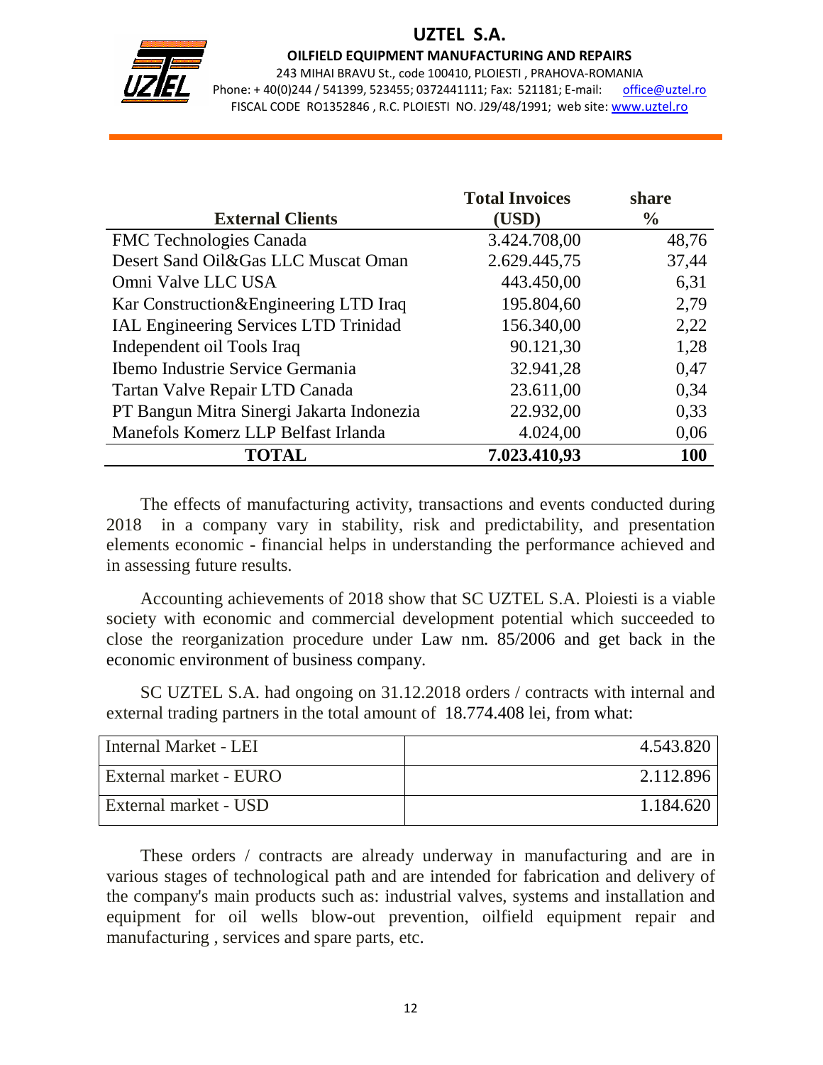| External Clients | Total Invoices (USD) | share % |
|---|---|---|
| FMC Technologies Canada | 3.424.708,00 | 48,76 |
| Desert Sand Oil&Gas LLC Muscat Oman | 2.629.445,75 | 37,44 |
| Omni Valve LLC USA | 443.450,00 | 6,31 |
| Kar Construction&Engineering LTD Iraq | 195.804,60 | 2,79 |
| IAL Engineering Services LTD Trinidad | 156.340,00 | 2,22 |
| Independent oil Tools Iraq | 90.121,30 | 1,28 |
| Ibemo Industrie Service Germania | 32.941,28 | 0,47 |
| Tartan Valve Repair LTD Canada | 23.611,00 | 0,34 |
| PT Bangun Mitra Sinergi Jakarta Indonezia | 22.932,00 | 0,33 |
| Manefols Komerz LLP Belfast Irlanda | 4.024,00 | 0,06 |
| **TOTAL** | **7.023.410,93** | **100** |

The effects of manufacturing activity, transactions and events conducted during 2018 in a company vary in stability, risk and predictability, and presentation elements economic - financial helps in understanding the performance achieved and in assessing future results.

Accounting achievements of 2018 show that SC UZTEL S.A. Ploiesti is a viable society with economic and commercial development potential which succeeded to close the reorganization procedure under Law nm. 85/2006 and get back in the economic environment of business company.

SC UZTEL S.A. had ongoing on 31.12.2018 orders / contracts with internal and external trading partners in the total amount of 18.774.408 lei, from what:

| | |
|---|---|
| Internal Market - LEI | 4.543.820 |
| External market - EURO | 2.112.896 |
| External market - USD | 1.184.620 |

These orders / contracts are already underway in manufacturing and are in various stages of technological path and are intended for fabrication and delivery of the company's main products such as: industrial valves, systems and installation and equipment for oil wells blow-out prevention, oilfield equipment repair and manufacturing , services and spare parts, etc.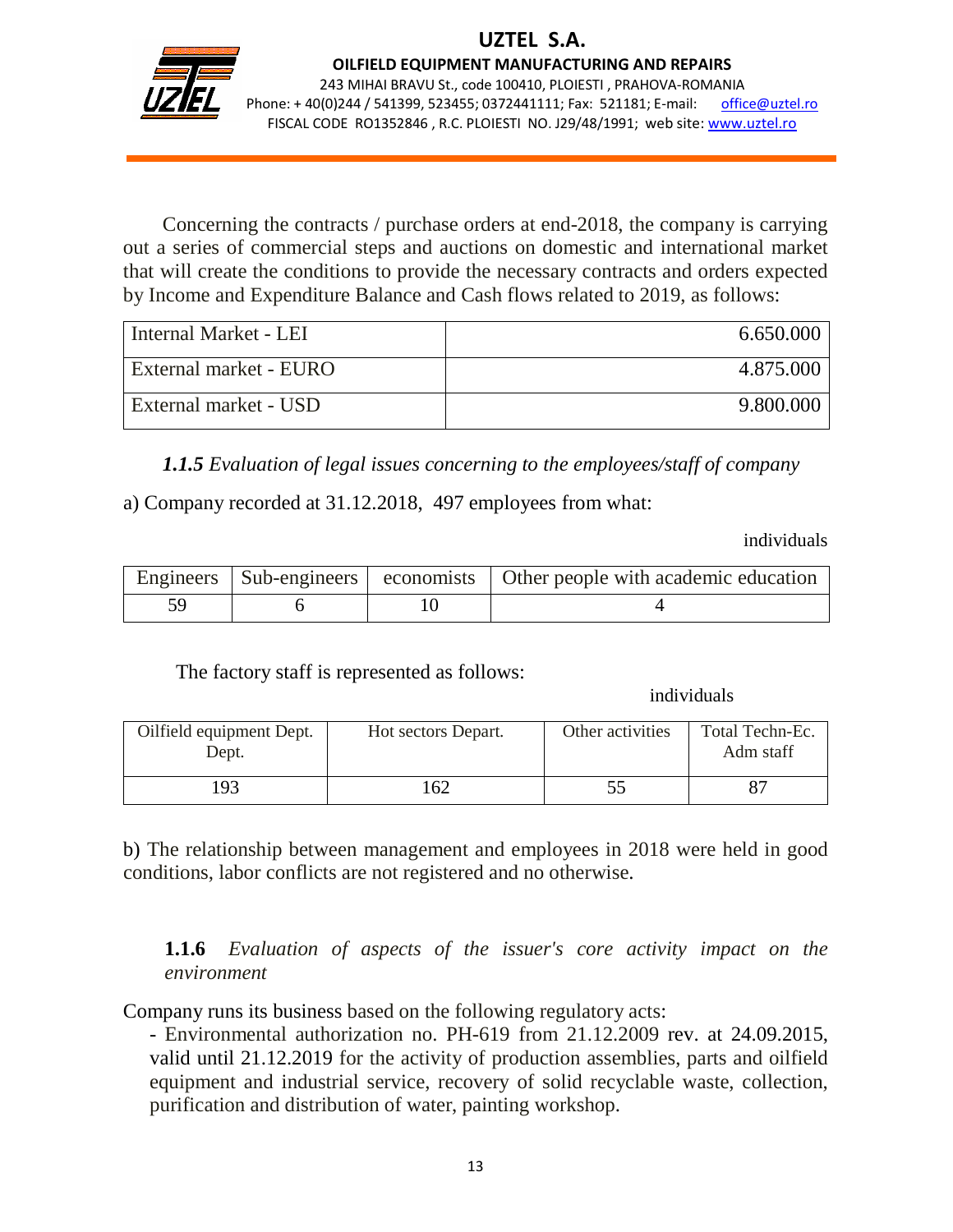Concerning the contracts / purchase orders at end-2018, the company is carrying out a series of commercial steps and auctions on domestic and international market that will create the conditions to provide the necessary contracts and orders expected by Income and Expenditure Balance and Cash flows related to 2019, as follows:

| | |
|---|---|
| Internal Market - LEI | 6.650.000 |
| External market - EURO | 4.875.000 |
| External market - USD | 9.800.000 |

*1.1.5 Evaluation of legal issues concerning to the employees/staff of company*

a) Company recorded at 31.12.2018, 497 employees from what:

individuals

| Engineers | Sub-engineers | economists | Other people with academic education |
|---|---|---|---|
| 59 | 6 | 10 | 4 |

The factory staff is represented as follows:

individuals

| Oilfield equipment Dept. Dept. | Hot sectors Depart. | Other activities | Total Techn-Ec. Adm staff |
|---|---|---|---|
| 193 | 162 | 55 | 87 |

b) The relationship between management and employees in 2018 were held in good conditions, labor conflicts are not registered and no otherwise.

**1.1.6** *Evaluation of aspects of the issuer's core activity impact on the environment*

Company runs its business based on the following regulatory acts:

- Environmental authorization no. PH-619 from 21.12.2009 rev. at 24.09.2015, valid until 21.12.2019 for the activity of production assemblies, parts and oilfield equipment and industrial service, recovery of solid recyclable waste, collection, purification and distribution of water, painting workshop.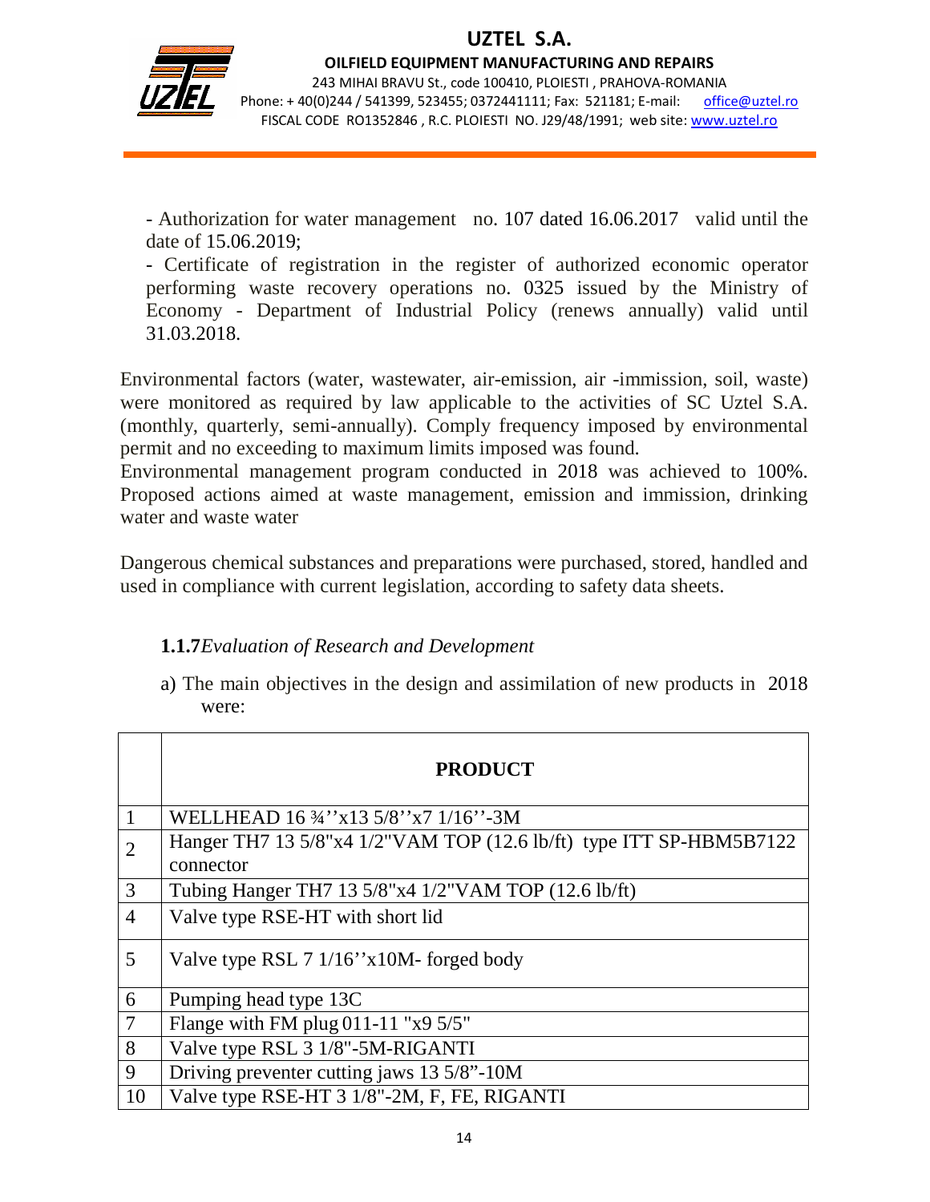- Authorization for water management no. 107 dated 16.06.2017 valid until the date of 15.06.2019;
- Certificate of registration in the register of authorized economic operator performing waste recovery operations no. 0325 issued by the Ministry of Economy - Department of Industrial Policy (renews annually) valid until 31.03.2018.

Environmental factors (water, wastewater, air-emission, air -immission, soil, waste) were monitored as required by law applicable to the activities of SC Uztel S.A. (monthly, quarterly, semi-annually). Comply frequency imposed by environmental permit and no exceeding to maximum limits imposed was found.
Environmental management program conducted in 2018 was achieved to 100%. Proposed actions aimed at waste management, emission and immission, drinking water and waste water

Dangerous chemical substances and preparations were purchased, stored, handled and used in compliance with current legislation, according to safety data sheets.

### **1.1.7** *Evaluation of Research and Development*

a) The main objectives in the design and assimilation of new products in 2018 were:

| | **PRODUCT** |
|---|---|
| 1 | WELLHEAD 16 ¾''x13 5/8''x7 1/16''-3M |
| 2 | Hanger TH7 13 5/8"x4 1/2"VAM TOP (12.6 lb/ft) type ITT SP-HBM5B7122 connector |
| 3 | Tubing Hanger TH7 13 5/8"x4 1/2"VAM TOP (12.6 lb/ft) |
| 4 | Valve type RSE-HT with short lid |
| 5 | Valve type RSL 7 1/16''x10M- forged body |
| 6 | Pumping head type 13C |
| 7 | Flange with FM plug 011-11 "x9 5/5" |
| 8 | Valve type RSL 3 1/8"-5M-RIGANTI |
| 9 | Driving preventer cutting jaws 13 5/8"-10M |
| 10 | Valve type RSE-HT 3 1/8"-2M, F, FE, RIGANTI |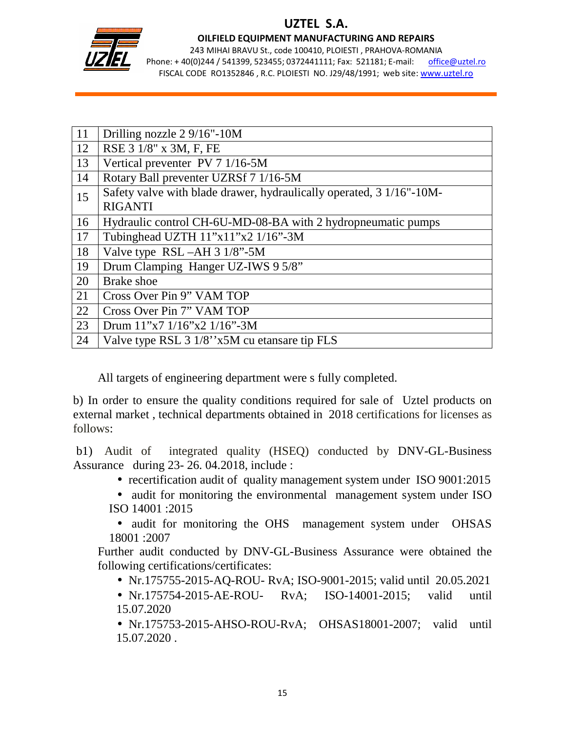| 11 | Drilling nozzle 2 9/16"-10M |
|---|---|
| 12 | RSE 3 1/8" x 3M, F, FE |
| 13 | Vertical preventer PV 7 1/16-5M |
| 14 | Rotary Ball preventer UZRSf 7 1/16-5M |
| 15 | Safety valve with blade drawer, hydraulically operated, 3 1/16"-10M-RIGANTI |
| 16 | Hydraulic control CH-6U-MD-08-BA with 2 hydropneumatic pumps |
| 17 | Tubinghead UZTH 11"x11"x2 1/16"-3M |
| 18 | Valve type RSL –AH 3 1/8"-5M |
| 19 | Drum Clamping Hanger UZ-IWS 9 5/8" |
| 20 | Brake shoe |
| 21 | Cross Over Pin 9" VAM TOP |
| 22 | Cross Over Pin 7" VAM TOP |
| 23 | Drum 11"x7 1/16"x2 1/16"-3M |
| 24 | Valve type RSL 3 1/8''x5M cu etansare tip FLS |

All targets of engineering department were s fully completed.

b) In order to ensure the quality conditions required for sale of Uztel products on external market , technical departments obtained in 2018 certifications for licenses as follows:

b1) Audit of integrated quality (HSEQ) conducted by DNV-GL-Business Assurance during 23- 26. 04.2018, include :

- recertification audit of quality management system under ISO 9001:2015
- audit for monitoring the environmental management system under ISO ISO 14001 :2015
- audit for monitoring the OHS management system under OHSAS 18001 :2007

Further audit conducted by DNV-GL-Business Assurance were obtained the following certifications/certificates:

- Nr.175755-2015-AQ-ROU- RvA; ISO-9001-2015; valid until 20.05.2021
- Nr.175754-2015-AE-ROU- RvA; ISO-14001-2015; valid until 15.07.2020
- Nr.175753-2015-AHSO-ROU-RvA; OHSAS18001-2007; valid until 15.07.2020 .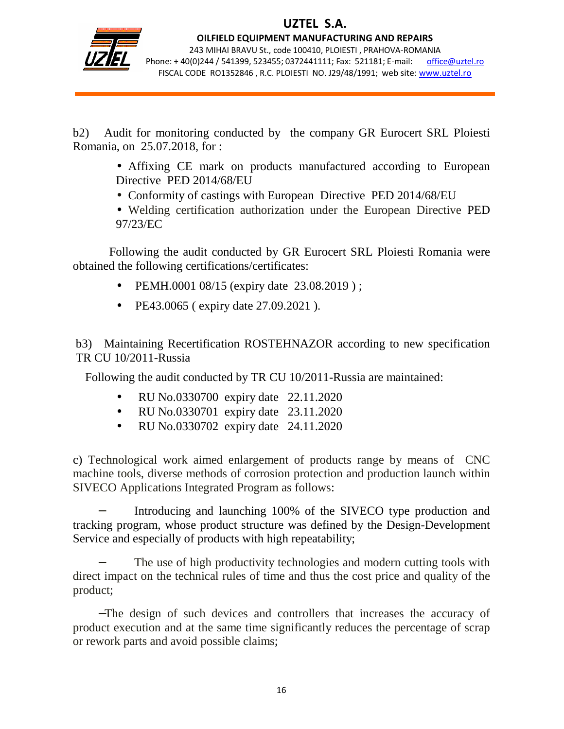b2) Audit for monitoring conducted by the company GR Eurocert SRL Ploiesti Romania, on 25.07.2018, for :

- Affixing CE mark on products manufactured according to European Directive PED 2014/68/EU
- Conformity of castings with European Directive PED 2014/68/EU
- Welding certification authorization under the European Directive PED 97/23/EC

Following the audit conducted by GR Eurocert SRL Ploiesti Romania were obtained the following certifications/certificates:

- PEMH.0001 08/15 (expiry date 23.08.2019 ) ;
- PE43.0065 ( expiry date 27.09.2021 ).

b3) Maintaining Recertification ROSTEHNAZOR according to new specification TR CU 10/2011-Russia

Following the audit conducted by TR CU 10/2011-Russia are maintained:

- RU No.0330700 expiry date 22.11.2020
- RU No.0330701 expiry date 23.11.2020
- RU No.0330702 expiry date 24.11.2020

c) Technological work aimed enlargement of products range by means of CNC machine tools, diverse methods of corrosion protection and production launch within SIVECO Applications Integrated Program as follows:

- Introducing and launching 100% of the SIVECO type production and tracking program, whose product structure was defined by the Design-Development Service and especially of products with high repeatability;
- The use of high productivity technologies and modern cutting tools with direct impact on the technical rules of time and thus the cost price and quality of the product;
- The design of such devices and controllers that increases the accuracy of product execution and at the same time significantly reduces the percentage of scrap or rework parts and avoid possible claims;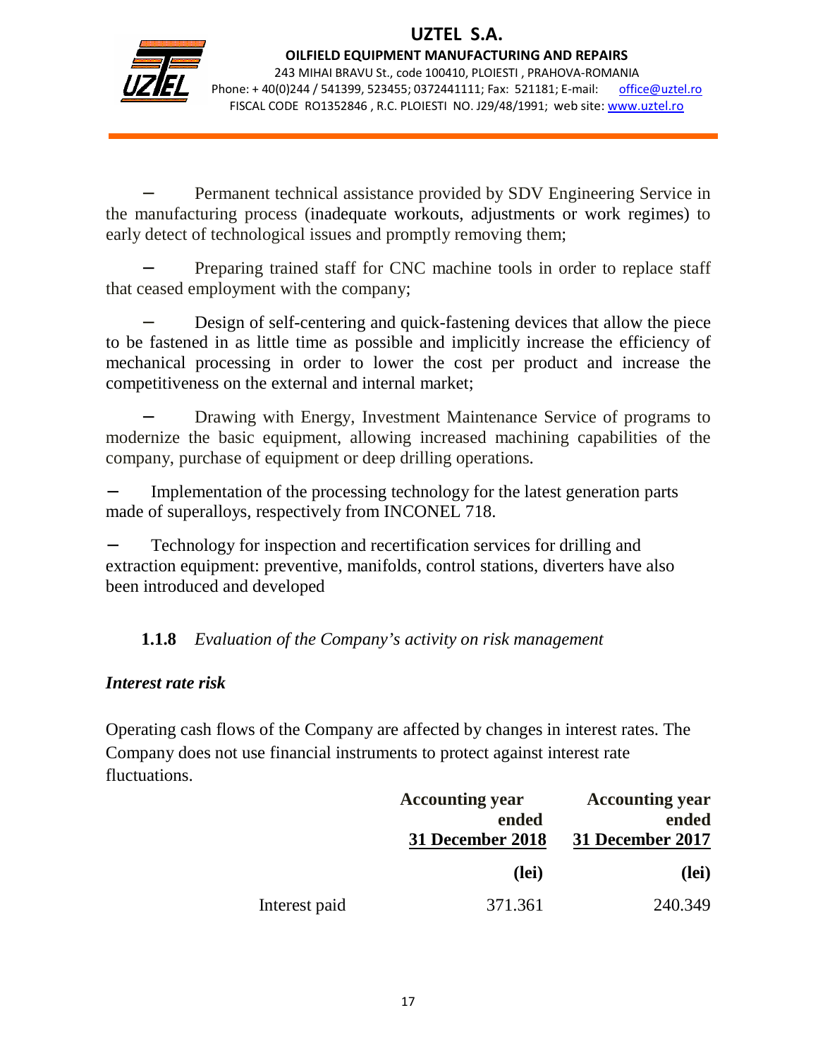- Permanent technical assistance provided by SDV Engineering Service in the manufacturing process (inadequate workouts, adjustments or work regimes) to early detect of technological issues and promptly removing them;

- Preparing trained staff for CNC machine tools in order to replace staff that ceased employment with the company;

- Design of self-centering and quick-fastening devices that allow the piece to be fastened in as little time as possible and implicitly increase the efficiency of mechanical processing in order to lower the cost per product and increase the competitiveness on the external and internal market;

- Drawing with Energy, Investment Maintenance Service of programs to modernize the basic equipment, allowing increased machining capabilities of the company, purchase of equipment or deep drilling operations.

- Implementation of the processing technology for the latest generation parts made of superalloys, respectively from INCONEL 718.

- Technology for inspection and recertification services for drilling and extraction equipment: preventive, manifolds, control stations, diverters have also been introduced and developed

### **1.1.8** *Evaluation of the Company's activity on risk management*

***Interest rate risk***

Operating cash flows of the Company are affected by changes in interest rates. The Company does not use financial instruments to protect against interest rate fluctuations.

| | **Accounting year ended 31 December 2018** | **Accounting year ended 31 December 2017** |
|---|---|---|
| | **(lei)** | **(lei)** |
| Interest paid | 371.361 | 240.349 |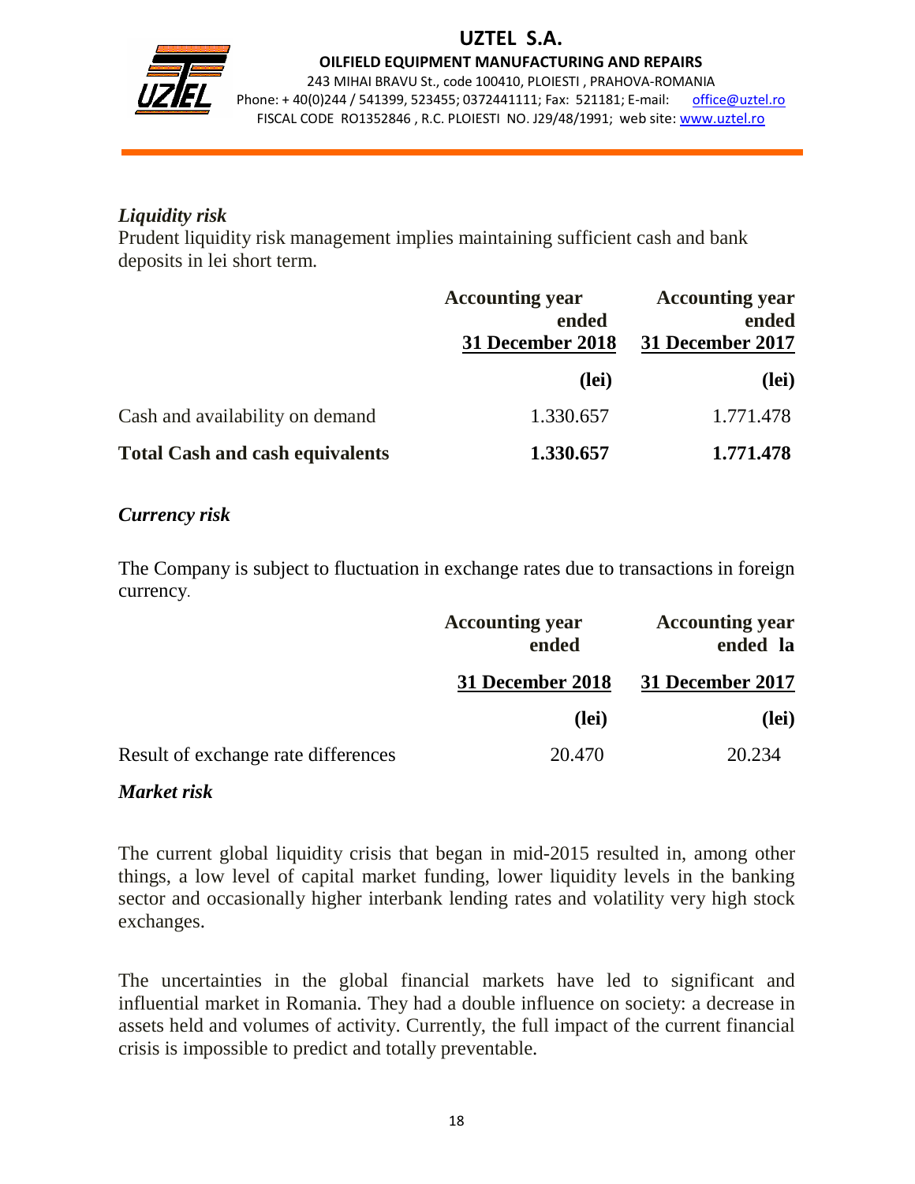*Liquidity risk*

Prudent liquidity risk management implies maintaining sufficient cash and bank deposits in lei short term.

| | Accounting year ended 31 December 2018 | Accounting year ended 31 December 2017 |
|---|---|---|
| | (lei) | (lei) |
| Cash and availability on demand | 1.330.657 | 1.771.478 |
| **Total Cash and cash equivalents** | **1.330.657** | **1.771.478** |

***Currency risk***

The Company is subject to fluctuation in exchange rates due to transactions in foreign currency.

| | Accounting year ended 31 December 2018 | Accounting year ended la 31 December 2017 |
|---|---|---|
| | (lei) | (lei) |
| Result of exchange rate differences | 20.470 | 20.234 |

***Market risk***

The current global liquidity crisis that began in mid-2015 resulted in, among other things, a low level of capital market funding, lower liquidity levels in the banking sector and occasionally higher interbank lending rates and volatility very high stock exchanges.

The uncertainties in the global financial markets have led to significant and influential market in Romania. They had a double influence on society: a decrease in assets held and volumes of activity. Currently, the full impact of the current financial crisis is impossible to predict and totally preventable.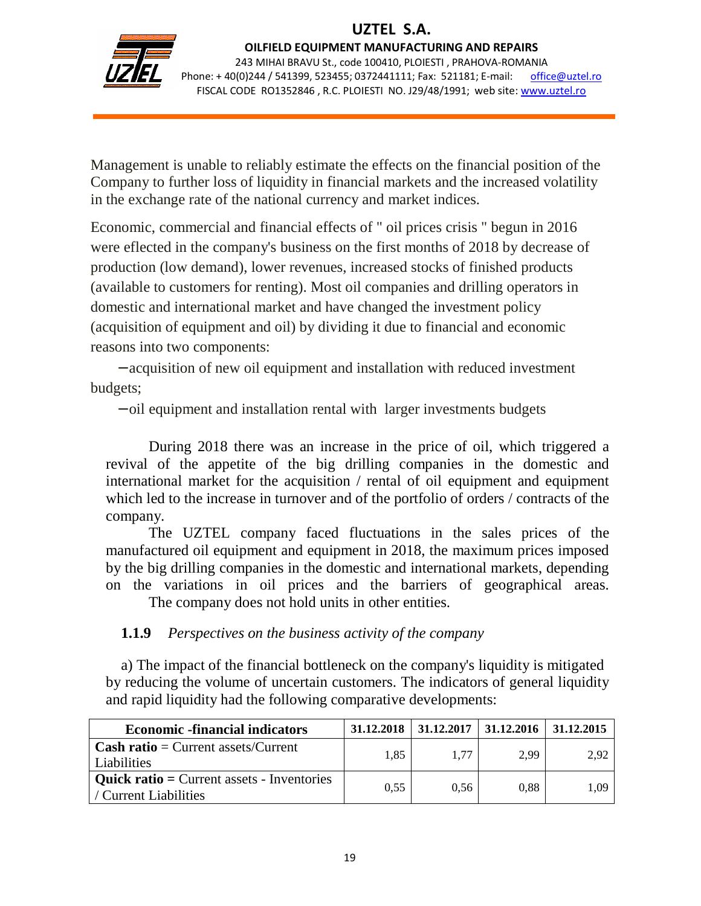Management is unable to reliably estimate the effects on the financial position of the Company to further loss of liquidity in financial markets and the increased volatility in the exchange rate of the national currency and market indices.

Economic, commercial and financial effects of " oil prices crisis " begun in 2016 were eflected in the company's business on the first months of 2018 by decrease of production (low demand), lower revenues, increased stocks of finished products (available to customers for renting). Most oil companies and drilling operators in domestic and international market and have changed the investment policy (acquisition of equipment and oil) by dividing it due to financial and economic reasons into two components:

- acquisition of new oil equipment and installation with reduced investment budgets;
- oil equipment and installation rental with larger investments budgets

During 2018 there was an increase in the price of oil, which triggered a revival of the appetite of the big drilling companies in the domestic and international market for the acquisition / rental of oil equipment and equipment which led to the increase in turnover and of the portfolio of orders / contracts of the company.

The UZTEL company faced fluctuations in the sales prices of the manufactured oil equipment and equipment in 2018, the maximum prices imposed by the big drilling companies in the domestic and international markets, depending on the variations in oil prices and the barriers of geographical areas.

The company does not hold units in other entities.

### 1.1.9 *Perspectives on the business activity of the company*

a) The impact of the financial bottleneck on the company's liquidity is mitigated by reducing the volume of uncertain customers. The indicators of general liquidity and rapid liquidity had the following comparative developments:

| Economic -financial indicators | 31.12.2018 | 31.12.2017 | 31.12.2016 | 31.12.2015 |
|---|---|---|---|---|
| **Cash ratio** = Current assets/Current Liabilities | 1,85 | 1,77 | 2,99 | 2,92 |
| **Quick ratio =** Current assets - Inventories / Current Liabilities | 0,55 | 0,56 | 0,88 | 1,09 |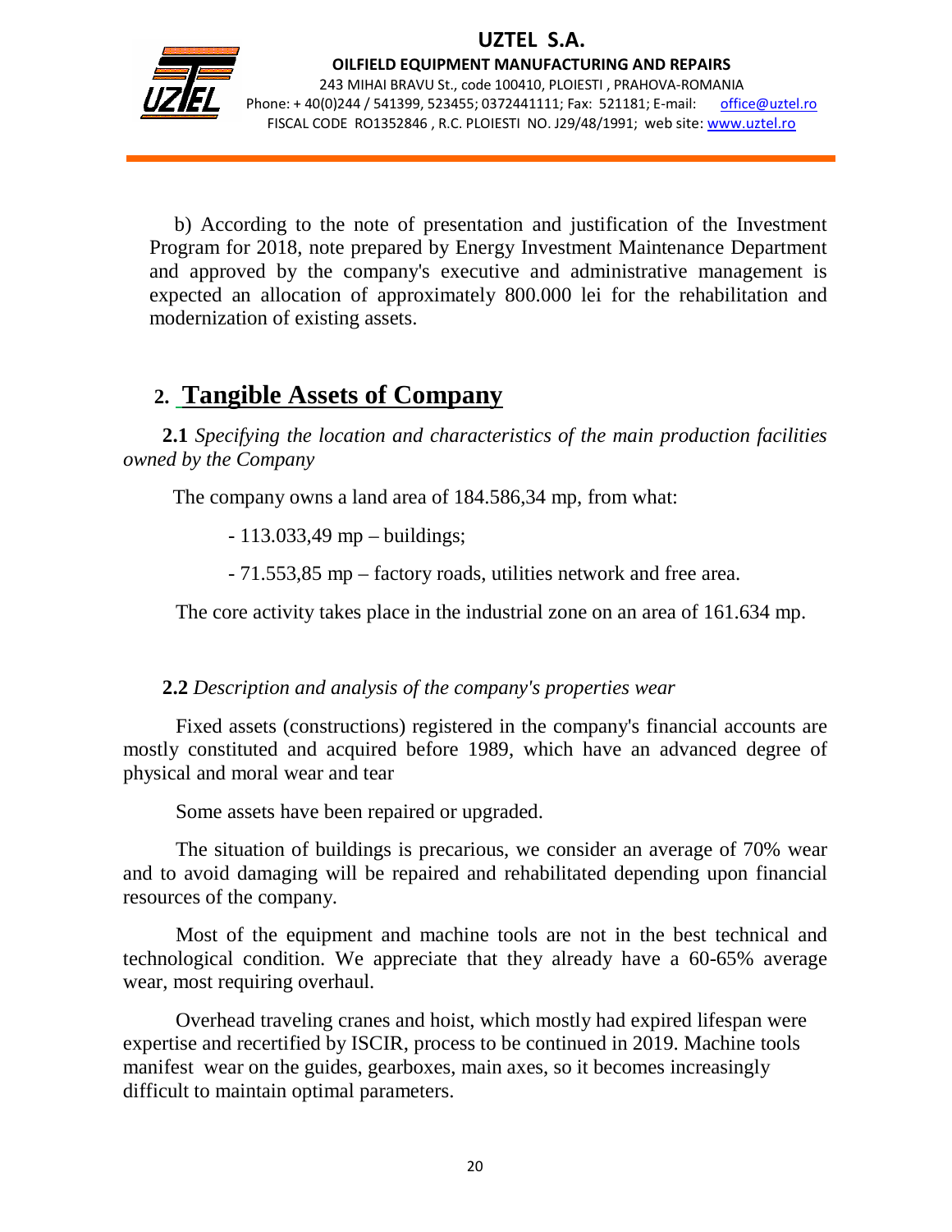b) According to the note of presentation and justification of the Investment Program for 2018, note prepared by Energy Investment Maintenance Department and approved by the company's executive and administrative management is expected an allocation of approximately 800.000 lei for the rehabilitation and modernization of existing assets.

## 2. Tangible Assets of Company

**2.1** *Specifying the location and characteristics of the main production facilities owned by the Company*

The company owns a land area of 184.586,34 mp, from what:

- 113.033,49 mp – buildings;
- 71.553,85 mp – factory roads, utilities network and free area.

The core activity takes place in the industrial zone on an area of 161.634 mp.

**2.2** *Description and analysis of the company's properties wear*

Fixed assets (constructions) registered in the company's financial accounts are mostly constituted and acquired before 1989, which have an advanced degree of physical and moral wear and tear

Some assets have been repaired or upgraded.

The situation of buildings is precarious, we consider an average of 70% wear and to avoid damaging will be repaired and rehabilitated depending upon financial resources of the company.

Most of the equipment and machine tools are not in the best technical and technological condition. We appreciate that they already have a 60-65% average wear, most requiring overhaul.

Overhead traveling cranes and hoist, which mostly had expired lifespan were expertise and recertified by ISCIR, process to be continued in 2019. Machine tools manifest wear on the guides, gearboxes, main axes, so it becomes increasingly difficult to maintain optimal parameters.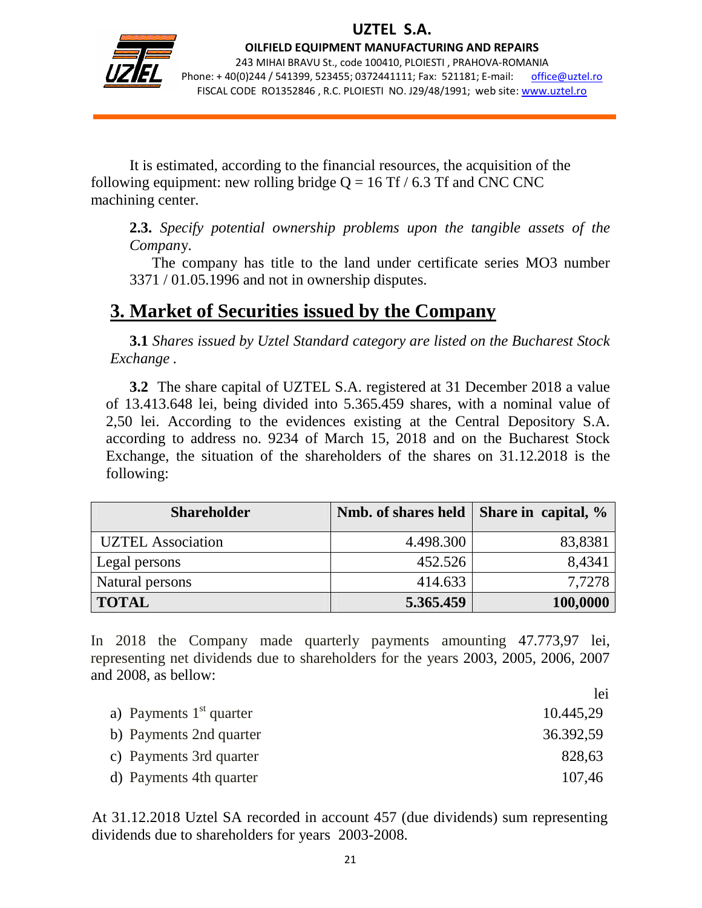It is estimated, according to the financial resources, the acquisition of the following equipment: new rolling bridge Q = 16 Tf / 6.3 Tf and CNC CNC machining center.

**2.3.** *Specify potential ownership problems upon the tangible assets of the Company.*

The company has title to the land under certificate series MO3 number 3371 / 01.05.1996 and not in ownership disputes.

# 3. Market of Securities issued by the Company

**3.1** *Shares issued by Uztel Standard category are listed on the Bucharest Stock Exchange .*

**3.2** The share capital of UZTEL S.A. registered at 31 December 2018 a value of 13.413.648 lei, being divided into 5.365.459 shares, with a nominal value of 2,50 lei. According to the evidences existing at the Central Depository S.A. according to address no. 9234 of March 15, 2018 and on the Bucharest Stock Exchange, the situation of the shareholders of the shares on 31.12.2018 is the following:

| Shareholder | Nmb. of shares held | Share in capital, % |
|---|---|---|
| UZTEL Association | 4.498.300 | 83,8381 |
| Legal persons | 452.526 | 8,4341 |
| Natural persons | 414.633 | 7,7278 |
| **TOTAL** | **5.365.459** | **100,0000** |

In 2018 the Company made quarterly payments amounting 47.773,97 lei, representing net dividends due to shareholders for the years 2003, 2005, 2006, 2007 and 2008, as bellow:

| | lei |
|---|---|
| a) Payments 1st quarter | 10.445,29 |
| b) Payments 2nd quarter | 36.392,59 |
| c) Payments 3rd quarter | 828,63 |
| d) Payments 4th quarter | 107,46 |

At 31.12.2018 Uztel SA recorded in account 457 (due dividends) sum representing dividends due to shareholders for years 2003-2008.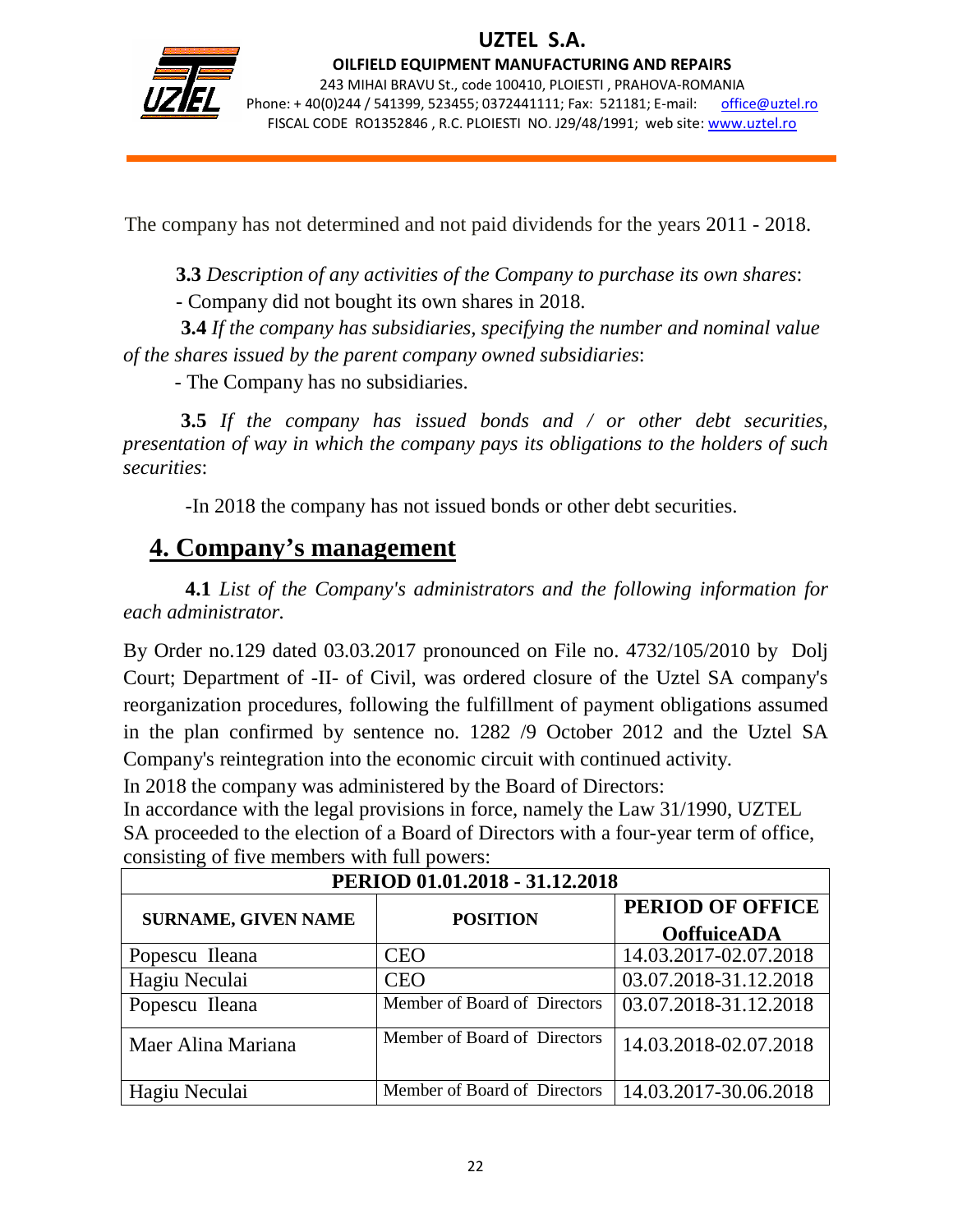The company has not determined and not paid dividends for the years 2011 - 2018.

**3.3** *Description of any activities of the Company to purchase its own shares*:

- Company did not bought its own shares in 2018.

**3.4** *If the company has subsidiaries, specifying the number and nominal value of the shares issued by the parent company owned subsidiaries*:

- The Company has no subsidiaries.

**3.5** *If the company has issued bonds and / or other debt securities, presentation of way in which the company pays its obligations to the holders of such securities*:

-In 2018 the company has not issued bonds or other debt securities.

## 4. Company's management

**4.1** *List of the Company's administrators and the following information for each administrator.*

By Order no.129 dated 03.03.2017 pronounced on File no. 4732/105/2010 by Dolj Court; Department of -II- of Civil, was ordered closure of the Uztel SA company's reorganization procedures, following the fulfillment of payment obligations assumed in the plan confirmed by sentence no. 1282 /9 October 2012 and the Uztel SA Company's reintegration into the economic circuit with continued activity.

In 2018 the company was administered by the Board of Directors:

In accordance with the legal provisions in force, namely the Law 31/1990, UZTEL SA proceeded to the election of a Board of Directors with a four-year term of office, consisting of five members with full powers:

| PERIOD 01.01.2018 - 31.12.2018 | | |
|---|---|---|
| **SURNAME, GIVEN NAME** | **POSITION** | **PERIOD OF OFFICE OoffuiceADA** |
| Popescu Ileana | CEO | 14.03.2017-02.07.2018 |
| Hagiu Neculai | CEO | 03.07.2018-31.12.2018 |
| Popescu Ileana | Member of Board of Directors | 03.07.2018-31.12.2018 |
| Maer Alina Mariana | Member of Board of Directors | 14.03.2018-02.07.2018 |
| Hagiu Neculai | Member of Board of Directors | 14.03.2017-30.06.2018 |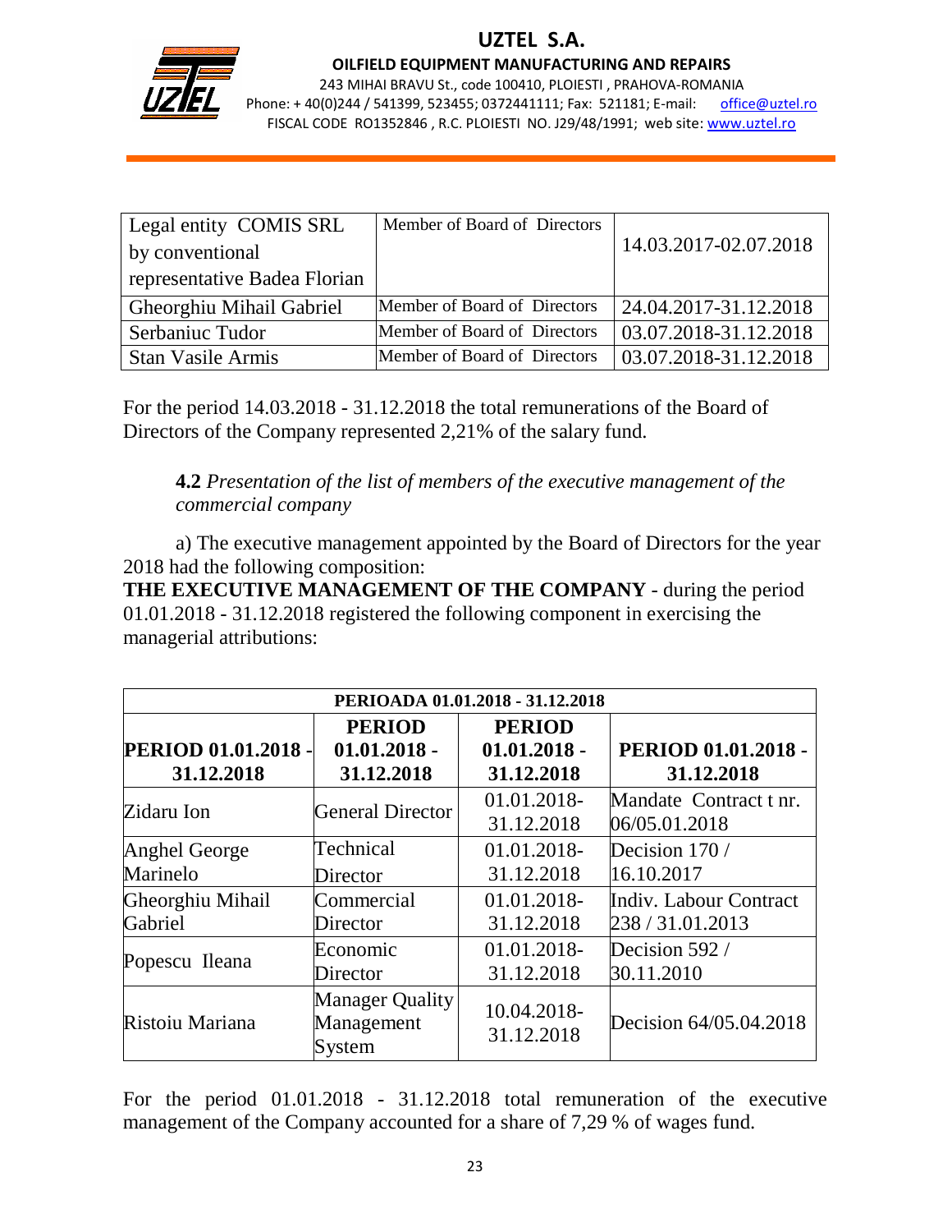| Legal entity COMIS SRL by conventional representative Badea Florian | Member of Board of Directors | 14.03.2017-02.07.2018 |
|---|---|---|
| Gheorghiu Mihail Gabriel | Member of Board of Directors | 24.04.2017-31.12.2018 |
| Serbaniuc Tudor | Member of Board of Directors | 03.07.2018-31.12.2018 |
| Stan Vasile Armis | Member of Board of Directors | 03.07.2018-31.12.2018 |

For the period 14.03.2018 - 31.12.2018 the total remunerations of the Board of Directors of the Company represented 2,21% of the salary fund.

**4.2** *Presentation of the list of members of the executive management of the commercial company*

a) The executive management appointed by the Board of Directors for the year 2018 had the following composition:

**THE EXECUTIVE MANAGEMENT OF THE COMPANY** - during the period 01.01.2018 - 31.12.2018 registered the following component in exercising the managerial attributions:

| PERIOADA 01.01.2018 - 31.12.2018 | | | |
|---|---|---|---|
| **PERIOD 01.01.2018 - 31.12.2018** | **PERIOD 01.01.2018 - 31.12.2018** | **PERIOD 01.01.2018 - 31.12.2018** | **PERIOD 01.01.2018 - 31.12.2018** |
| Zidaru Ion | General Director | 01.01.2018-31.12.2018 | Mandate Contract t nr. 06/05.01.2018 |
| Anghel George Marinelo | Technical Director | 01.01.2018-31.12.2018 | Decision 170 / 16.10.2017 |
| Gheorghiu Mihail Gabriel | Commercial Director | 01.01.2018-31.12.2018 | Indiv. Labour Contract 238 / 31.01.2013 |
| Popescu Ileana | Economic Director | 01.01.2018-31.12.2018 | Decision 592 / 30.11.2010 |
| Ristoiu Mariana | Manager Quality Management System | 10.04.2018-31.12.2018 | Decision 64/05.04.2018 |

For the period 01.01.2018 - 31.12.2018 total remuneration of the executive management of the Company accounted for a share of 7,29 % of wages fund.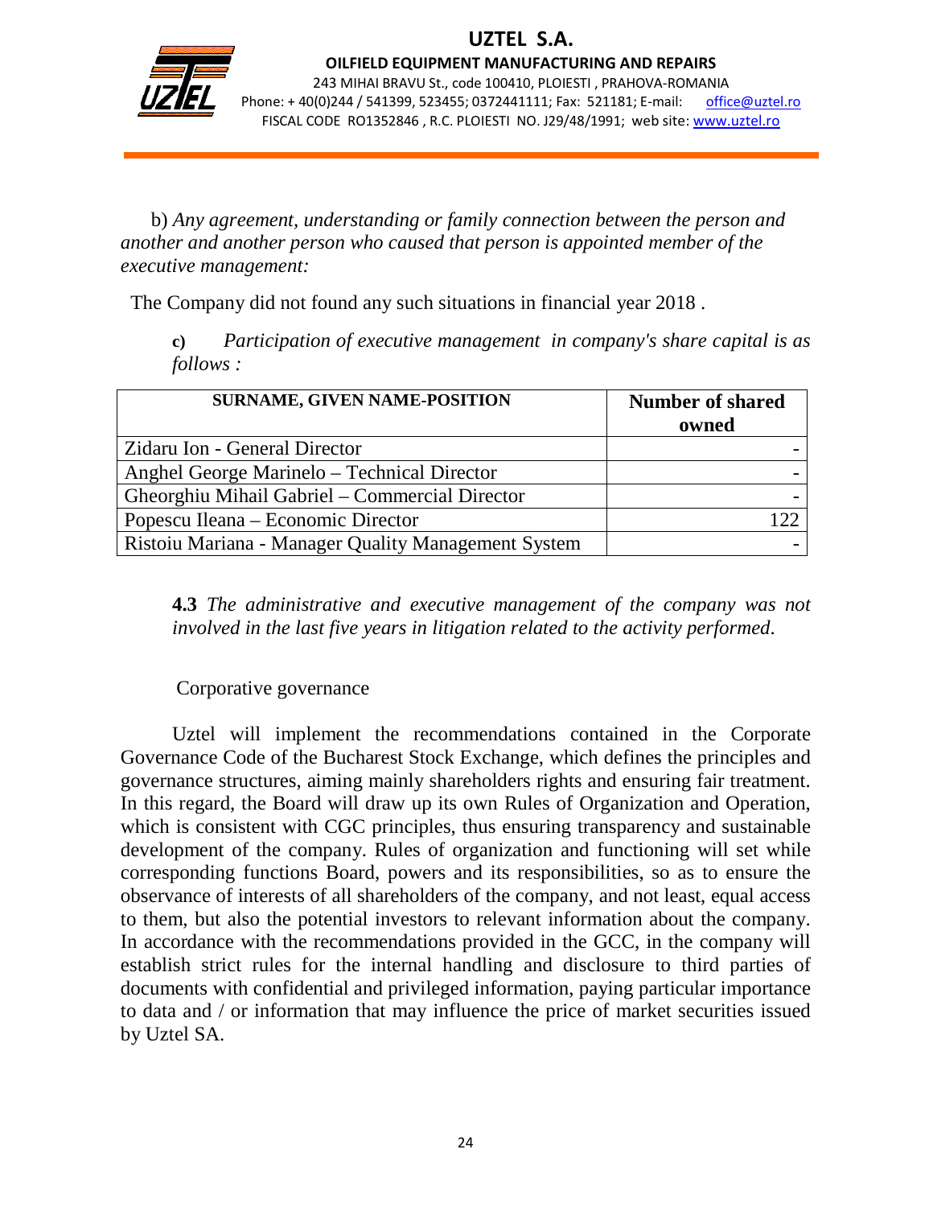b) *Any agreement, understanding or family connection between the person and another and another person who caused that person is appointed member of the executive management:*

The Company did not found any such situations in financial year 2018 .

**c)** *Participation of executive management in company's share capital is as follows :*

| SURNAME, GIVEN NAME-POSITION | Number of shared owned |
|---|---|
| Zidaru Ion - General Director | - |
| Anghel George Marinelo – Technical Director | - |
| Gheorghiu Mihail Gabriel – Commercial Director | - |
| Popescu Ileana – Economic Director | 122 |
| Ristoiu Mariana - Manager Quality Management System | - |

**4.3** *The administrative and executive management of the company was not involved in the last five years in litigation related to the activity performed.*

Corporative governance

Uztel will implement the recommendations contained in the Corporate Governance Code of the Bucharest Stock Exchange, which defines the principles and governance structures, aiming mainly shareholders rights and ensuring fair treatment. In this regard, the Board will draw up its own Rules of Organization and Operation, which is consistent with CGC principles, thus ensuring transparency and sustainable development of the company. Rules of organization and functioning will set while corresponding functions Board, powers and its responsibilities, so as to ensure the observance of interests of all shareholders of the company, and not least, equal access to them, but also the potential investors to relevant information about the company. In accordance with the recommendations provided in the GCC, in the company will establish strict rules for the internal handling and disclosure to third parties of documents with confidential and privileged information, paying particular importance to data and / or information that may influence the price of market securities issued by Uztel SA.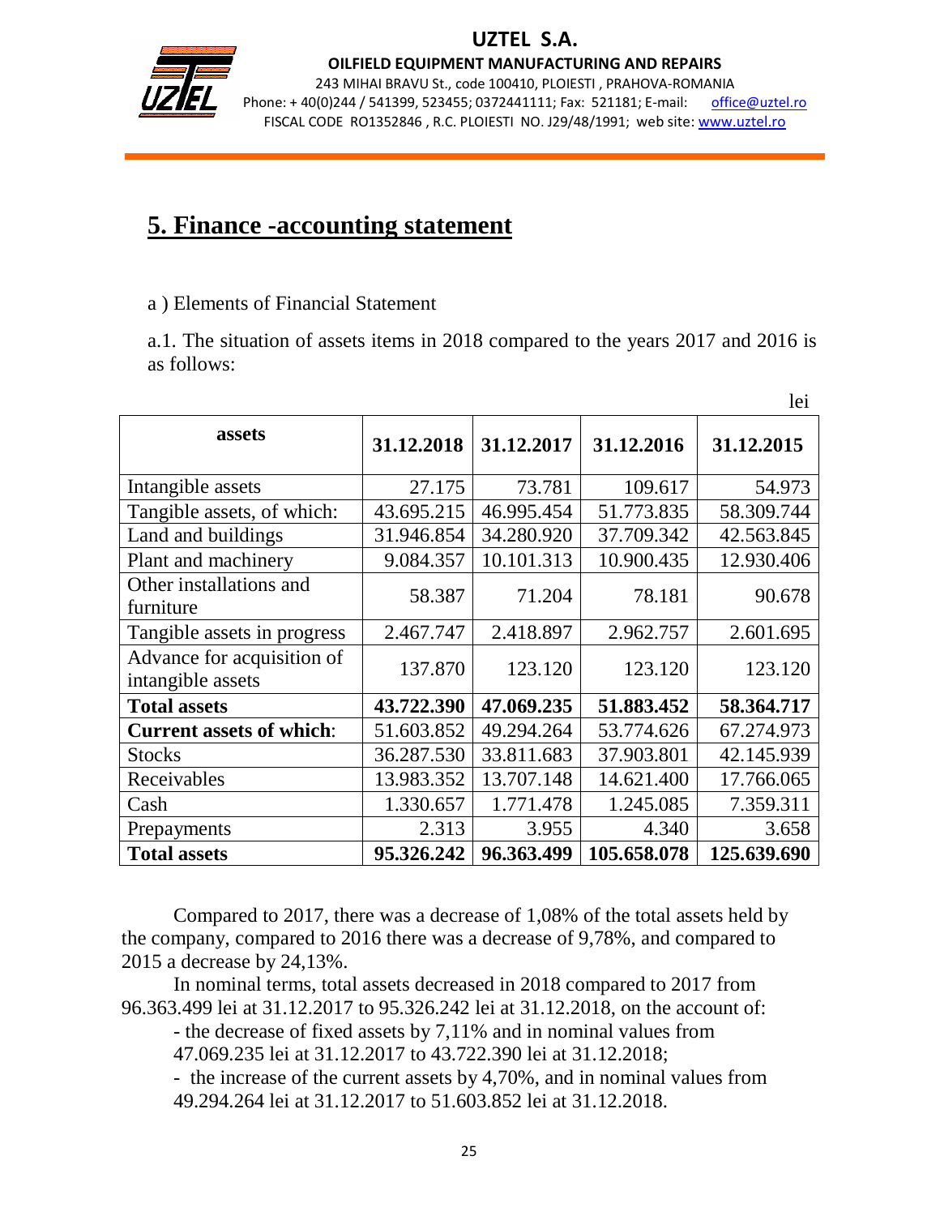# 5. Finance -accounting statement

a ) Elements of Financial Statement

a.1. The situation of assets items in 2018 compared to the years 2017 and 2016 is as follows:

lei

| assets | 31.12.2018 | 31.12.2017 | 31.12.2016 | 31.12.2015 |
|---|---|---|---|---|
| Intangible assets | 27.175 | 73.781 | 109.617 | 54.973 |
| Tangible assets, of which: | 43.695.215 | 46.995.454 | 51.773.835 | 58.309.744 |
| Land and buildings | 31.946.854 | 34.280.920 | 37.709.342 | 42.563.845 |
| Plant and machinery | 9.084.357 | 10.101.313 | 10.900.435 | 12.930.406 |
| Other installations and furniture | 58.387 | 71.204 | 78.181 | 90.678 |
| Tangible assets in progress | 2.467.747 | 2.418.897 | 2.962.757 | 2.601.695 |
| Advance for acquisition of intangible assets | 137.870 | 123.120 | 123.120 | 123.120 |
| **Total assets** | **43.722.390** | **47.069.235** | **51.883.452** | **58.364.717** |
| **Current assets of which**: | 51.603.852 | 49.294.264 | 53.774.626 | 67.274.973 |
| Stocks | 36.287.530 | 33.811.683 | 37.903.801 | 42.145.939 |
| Receivables | 13.983.352 | 13.707.148 | 14.621.400 | 17.766.065 |
| Cash | 1.330.657 | 1.771.478 | 1.245.085 | 7.359.311 |
| Prepayments | 2.313 | 3.955 | 4.340 | 3.658 |
| **Total assets** | **95.326.242** | **96.363.499** | **105.658.078** | **125.639.690** |

Compared to 2017, there was a decrease of 1,08% of the total assets held by the company, compared to 2016 there was a decrease of 9,78%, and compared to 2015 a decrease by 24,13%.

In nominal terms, total assets decreased in 2018 compared to 2017 from 96.363.499 lei at 31.12.2017 to 95.326.242 lei at 31.12.2018, on the account of:

- the decrease of fixed assets by 7,11% and in nominal values from 47.069.235 lei at 31.12.2017 to 43.722.390 lei at 31.12.2018;
- the increase of the current assets by 4,70%, and in nominal values from 49.294.264 lei at 31.12.2017 to 51.603.852 lei at 31.12.2018.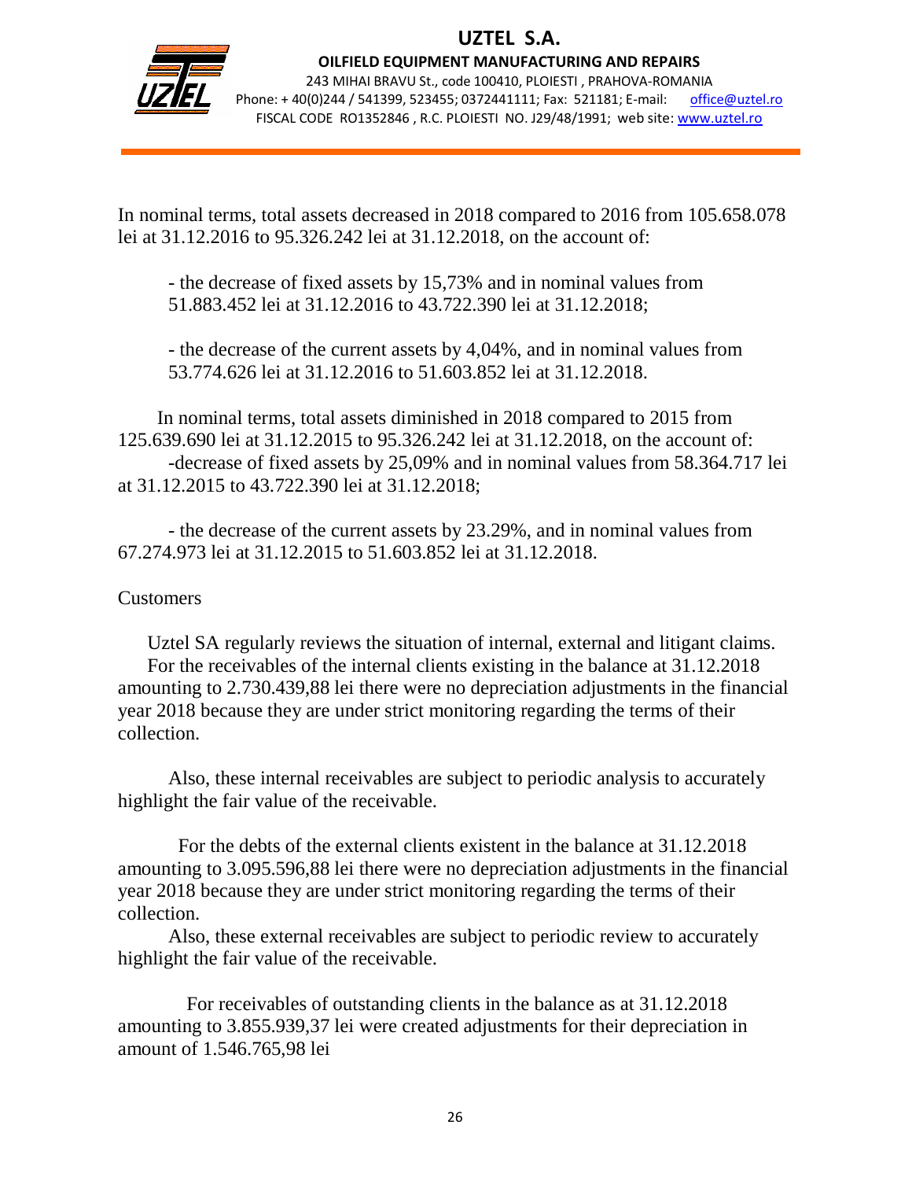In nominal terms, total assets decreased in 2018 compared to 2016 from 105.658.078 lei at 31.12.2016 to 95.326.242 lei at 31.12.2018, on the account of:

- the decrease of fixed assets by 15,73% and in nominal values from 51.883.452 lei at 31.12.2016 to 43.722.390 lei at 31.12.2018;

- the decrease of the current assets by 4,04%, and in nominal values from 53.774.626 lei at 31.12.2016 to 51.603.852 lei at 31.12.2018.

In nominal terms, total assets diminished in 2018 compared to 2015 from 125.639.690 lei at 31.12.2015 to 95.326.242 lei at 31.12.2018, on the account of:

-decrease of fixed assets by 25,09% and in nominal values from 58.364.717 lei at 31.12.2015 to 43.722.390 lei at 31.12.2018;

- the decrease of the current assets by 23.29%, and in nominal values from 67.274.973 lei at 31.12.2015 to 51.603.852 lei at 31.12.2018.

Customers

Uztel SA regularly reviews the situation of internal, external and litigant claims.
For the receivables of the internal clients existing in the balance at 31.12.2018 amounting to 2.730.439,88 lei there were no depreciation adjustments in the financial year 2018 because they are under strict monitoring regarding the terms of their collection.

Also, these internal receivables are subject to periodic analysis to accurately highlight the fair value of the receivable.

For the debts of the external clients existent in the balance at 31.12.2018 amounting to 3.095.596,88 lei there were no depreciation adjustments in the financial year 2018 because they are under strict monitoring regarding the terms of their collection.
Also, these external receivables are subject to periodic review to accurately highlight the fair value of the receivable.

For receivables of outstanding clients in the balance as at 31.12.2018 amounting to 3.855.939,37 lei were created adjustments for their depreciation in amount of 1.546.765,98 lei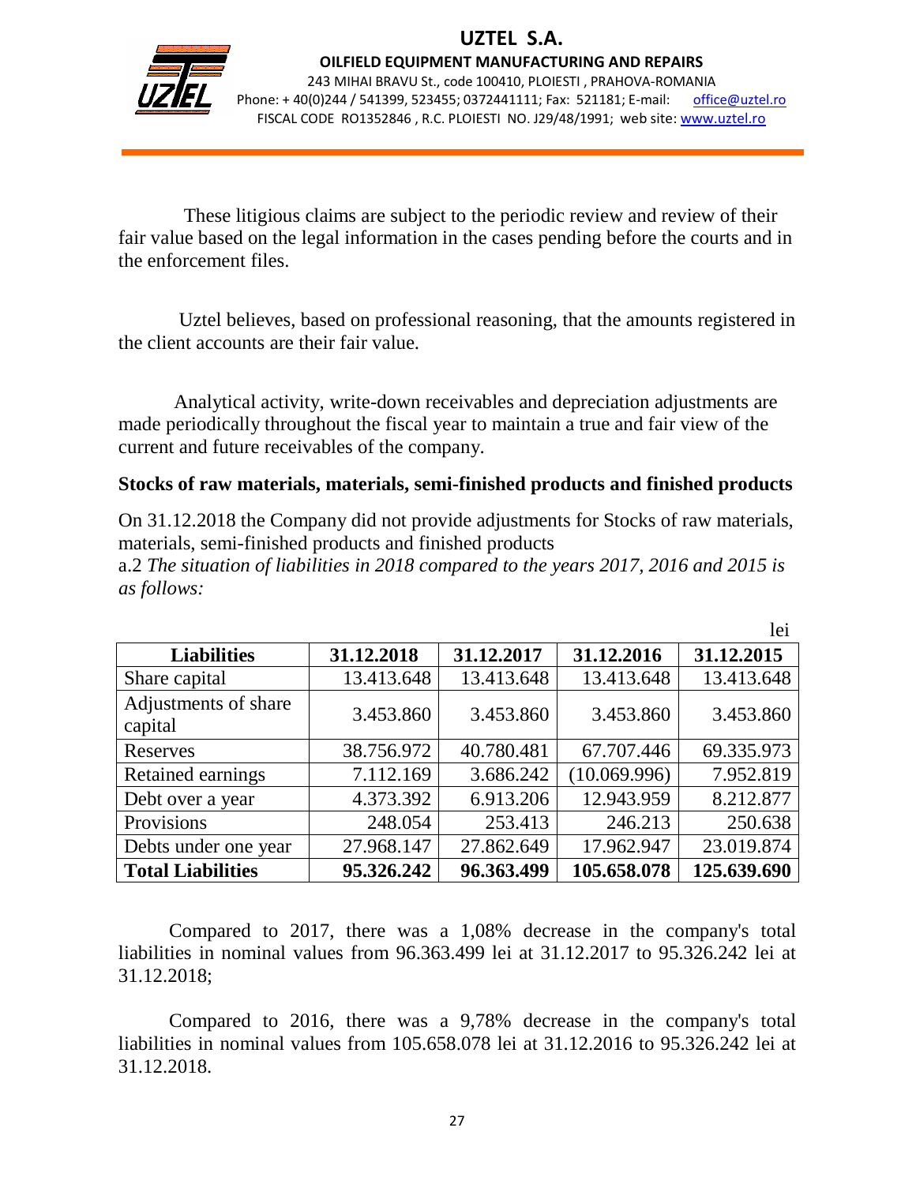These litigious claims are subject to the periodic review and review of their fair value based on the legal information in the cases pending before the courts and in the enforcement files.

Uztel believes, based on professional reasoning, that the amounts registered in the client accounts are their fair value.

Analytical activity, write-down receivables and depreciation adjustments are made periodically throughout the fiscal year to maintain a true and fair view of the current and future receivables of the company.

**Stocks of raw materials, materials, semi-finished products and finished products**

On 31.12.2018 the Company did not provide adjustments for Stocks of raw materials, materials, semi-finished products and finished products

a.2 *The situation of liabilities in 2018 compared to the years 2017, 2016 and 2015 is as follows:*

lei

| **Liabilities** | **31.12.2018** | **31.12.2017** | **31.12.2016** | **31.12.2015** |
|---|---|---|---|---|
| Share capital | 13.413.648 | 13.413.648 | 13.413.648 | 13.413.648 |
| Adjustments of share capital | 3.453.860 | 3.453.860 | 3.453.860 | 3.453.860 |
| Reserves | 38.756.972 | 40.780.481 | 67.707.446 | 69.335.973 |
| Retained earnings | 7.112.169 | 3.686.242 | (10.069.996) | 7.952.819 |
| Debt over a year | 4.373.392 | 6.913.206 | 12.943.959 | 8.212.877 |
| Provisions | 248.054 | 253.413 | 246.213 | 250.638 |
| Debts under one year | 27.968.147 | 27.862.649 | 17.962.947 | 23.019.874 |
| **Total Liabilities** | **95.326.242** | **96.363.499** | **105.658.078** | **125.639.690** |

Compared to 2017, there was a 1,08% decrease in the company's total liabilities in nominal values from 96.363.499 lei at 31.12.2017 to 95.326.242 lei at 31.12.2018;

Compared to 2016, there was a 9,78% decrease in the company's total liabilities in nominal values from 105.658.078 lei at 31.12.2016 to 95.326.242 lei at 31.12.2018.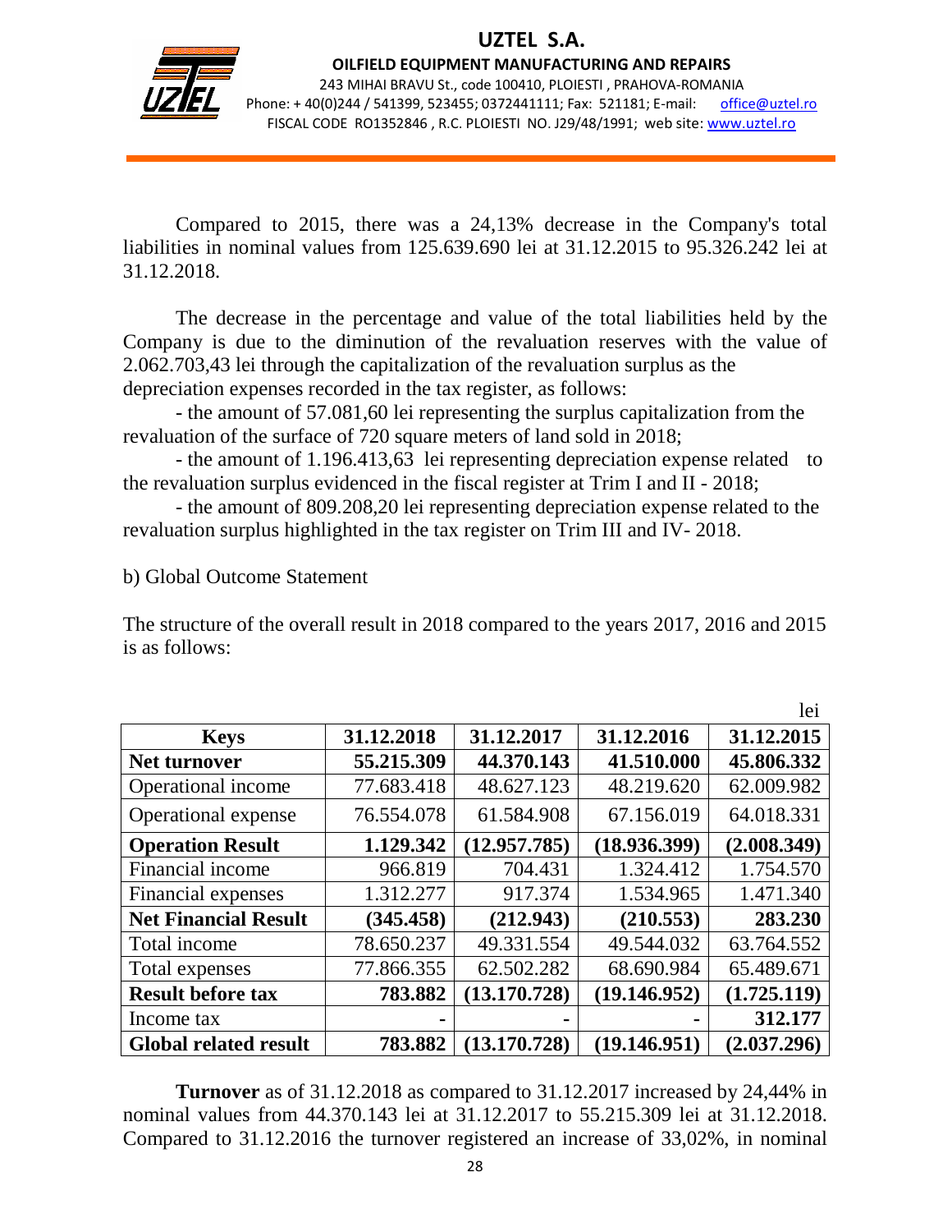Compared to 2015, there was a 24,13% decrease in the Company's total liabilities in nominal values from 125.639.690 lei at 31.12.2015 to 95.326.242 lei at 31.12.2018.

The decrease in the percentage and value of the total liabilities held by the Company is due to the diminution of the revaluation reserves with the value of 2.062.703,43 lei through the capitalization of the revaluation surplus as the depreciation expenses recorded in the tax register, as follows:

- the amount of 57.081,60 lei representing the surplus capitalization from the revaluation of the surface of 720 square meters of land sold in 2018;
- the amount of 1.196.413,63 lei representing depreciation expense related to the revaluation surplus evidenced in the fiscal register at Trim I and II - 2018;
- the amount of 809.208,20 lei representing depreciation expense related to the revaluation surplus highlighted in the tax register on Trim III and IV- 2018.

b) Global Outcome Statement

The structure of the overall result in 2018 compared to the years 2017, 2016 and 2015 is as follows:

lei

| Keys | 31.12.2018 | 31.12.2017 | 31.12.2016 | 31.12.2015 |
|---|---|---|---|---|
| **Net turnover** | **55.215.309** | **44.370.143** | **41.510.000** | **45.806.332** |
| Operational income | 77.683.418 | 48.627.123 | 48.219.620 | 62.009.982 |
| Operational expense | 76.554.078 | 61.584.908 | 67.156.019 | 64.018.331 |
| **Operation Result** | **1.129.342** | **(12.957.785)** | **(18.936.399)** | **(2.008.349)** |
| Financial income | 966.819 | 704.431 | 1.324.412 | 1.754.570 |
| Financial expenses | 1.312.277 | 917.374 | 1.534.965 | 1.471.340 |
| **Net Financial Result** | **(345.458)** | **(212.943)** | **(210.553)** | **283.230** |
| Total income | 78.650.237 | 49.331.554 | 49.544.032 | 63.764.552 |
| Total expenses | 77.866.355 | 62.502.282 | 68.690.984 | 65.489.671 |
| **Result before tax** | **783.882** | **(13.170.728)** | **(19.146.952)** | **(1.725.119)** |
| Income tax | - | - | - | 312.177 |
| **Global related result** | **783.882** | **(13.170.728)** | **(19.146.951)** | **(2.037.296)** |

**Turnover** as of 31.12.2018 as compared to 31.12.2017 increased by 24,44% in nominal values from 44.370.143 lei at 31.12.2017 to 55.215.309 lei at 31.12.2018. Compared to 31.12.2016 the turnover registered an increase of 33,02%, in nominal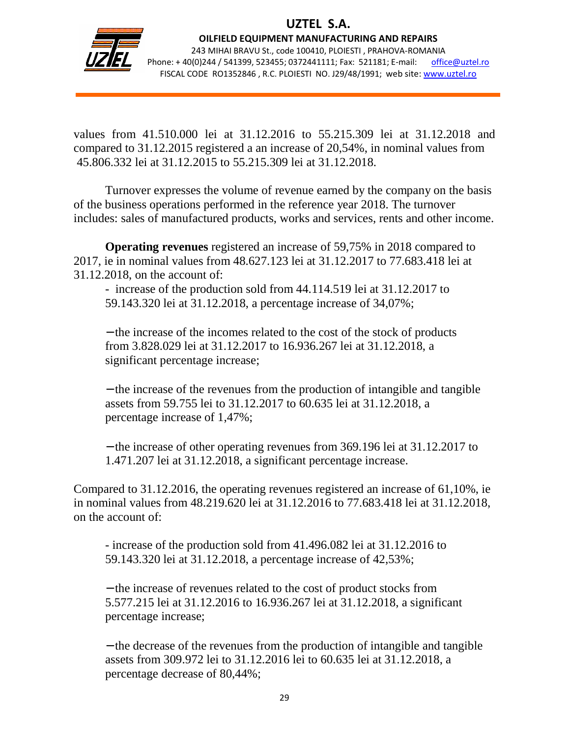values from 41.510.000 lei at 31.12.2016 to 55.215.309 lei at 31.12.2018 and compared to 31.12.2015 registered a an increase of 20,54%, in nominal values from 45.806.332 lei at 31.12.2015 to 55.215.309 lei at 31.12.2018.

Turnover expresses the volume of revenue earned by the company on the basis of the business operations performed in the reference year 2018. The turnover includes: sales of manufactured products, works and services, rents and other income.

**Operating revenues** registered an increase of 59,75% in 2018 compared to 2017, ie in nominal values from 48.627.123 lei at 31.12.2017 to 77.683.418 lei at 31.12.2018, on the account of:

- increase of the production sold from 44.114.519 lei at 31.12.2017 to 59.143.320 lei at 31.12.2018, a percentage increase of 34,07%;
- the increase of the incomes related to the cost of the stock of products from 3.828.029 lei at 31.12.2017 to 16.936.267 lei at 31.12.2018, a significant percentage increase;
- the increase of the revenues from the production of intangible and tangible assets from 59.755 lei to 31.12.2017 to 60.635 lei at 31.12.2018, a percentage increase of 1,47%;
- the increase of other operating revenues from 369.196 lei at 31.12.2017 to 1.471.207 lei at 31.12.2018, a significant percentage increase.

Compared to 31.12.2016, the operating revenues registered an increase of 61,10%, ie in nominal values from 48.219.620 lei at 31.12.2016 to 77.683.418 lei at 31.12.2018, on the account of:

- increase of the production sold from 41.496.082 lei at 31.12.2016 to 59.143.320 lei at 31.12.2018, a percentage increase of 42,53%;
- the increase of revenues related to the cost of product stocks from 5.577.215 lei at 31.12.2016 to 16.936.267 lei at 31.12.2018, a significant percentage increase;
- the decrease of the revenues from the production of intangible and tangible assets from 309.972 lei to 31.12.2016 lei to 60.635 lei at 31.12.2018, a percentage decrease of 80,44%;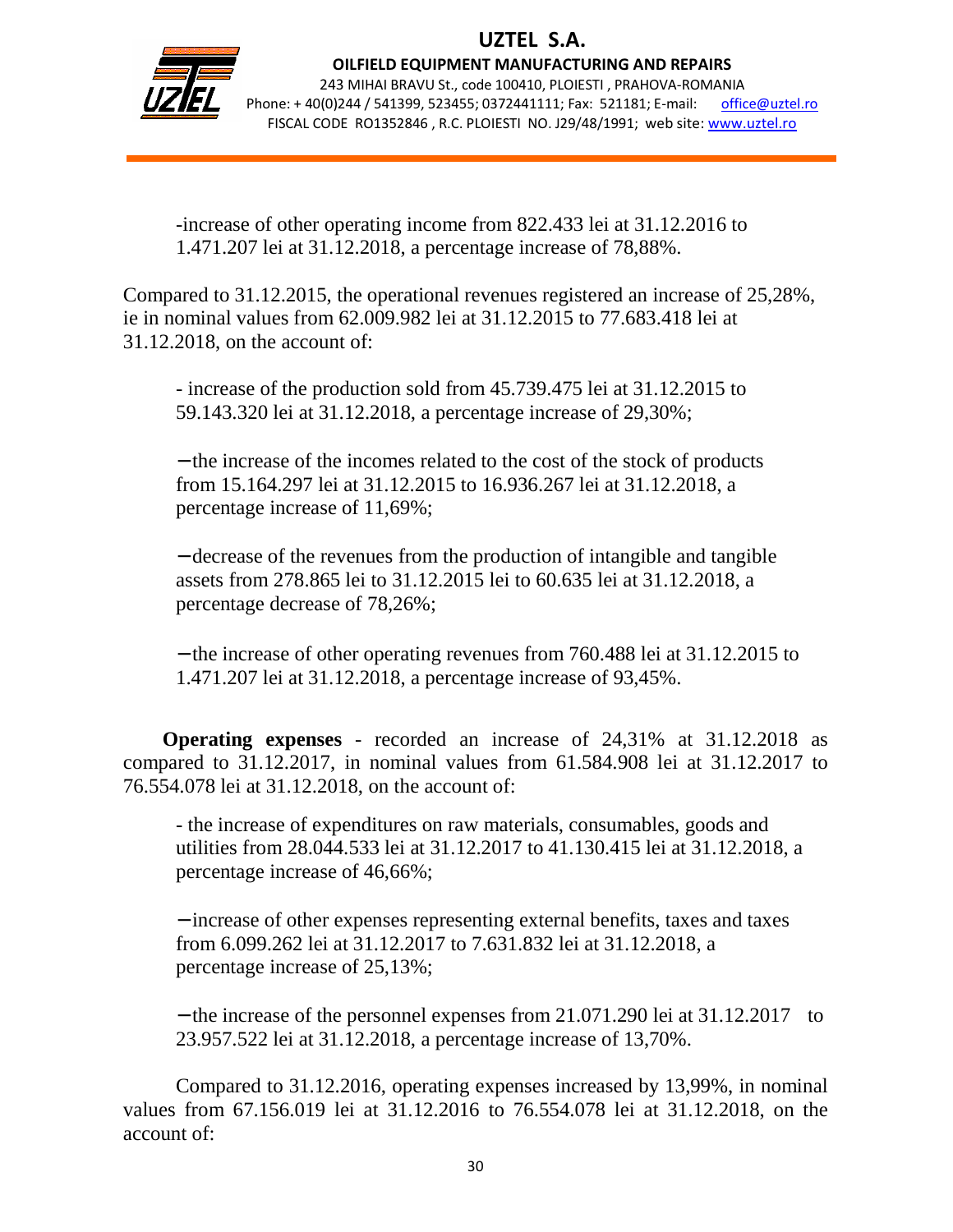-increase of other operating income from 822.433 lei at 31.12.2016 to 1.471.207 lei at 31.12.2018, a percentage increase of 78,88%.

Compared to 31.12.2015, the operational revenues registered an increase of 25,28%, ie in nominal values from 62.009.982 lei at 31.12.2015 to 77.683.418 lei at 31.12.2018, on the account of:

- increase of the production sold from 45.739.475 lei at 31.12.2015 to 59.143.320 lei at 31.12.2018, a percentage increase of 29,30%;

− the increase of the incomes related to the cost of the stock of products from 15.164.297 lei at 31.12.2015 to 16.936.267 lei at 31.12.2018, a percentage increase of 11,69%;

− decrease of the revenues from the production of intangible and tangible assets from 278.865 lei to 31.12.2015 lei to 60.635 lei at 31.12.2018, a percentage decrease of 78,26%;

− the increase of other operating revenues from 760.488 lei at 31.12.2015 to 1.471.207 lei at 31.12.2018, a percentage increase of 93,45%.

**Operating expenses** - recorded an increase of 24,31% at 31.12.2018 as compared to 31.12.2017, in nominal values from 61.584.908 lei at 31.12.2017 to 76.554.078 lei at 31.12.2018, on the account of:

- the increase of expenditures on raw materials, consumables, goods and utilities from 28.044.533 lei at 31.12.2017 to 41.130.415 lei at 31.12.2018, a percentage increase of 46,66%;

− increase of other expenses representing external benefits, taxes and taxes from 6.099.262 lei at 31.12.2017 to 7.631.832 lei at 31.12.2018, a percentage increase of 25,13%;

− the increase of the personnel expenses from 21.071.290 lei at 31.12.2017 to 23.957.522 lei at 31.12.2018, a percentage increase of 13,70%.

Compared to 31.12.2016, operating expenses increased by 13,99%, in nominal values from 67.156.019 lei at 31.12.2016 to 76.554.078 lei at 31.12.2018, on the account of: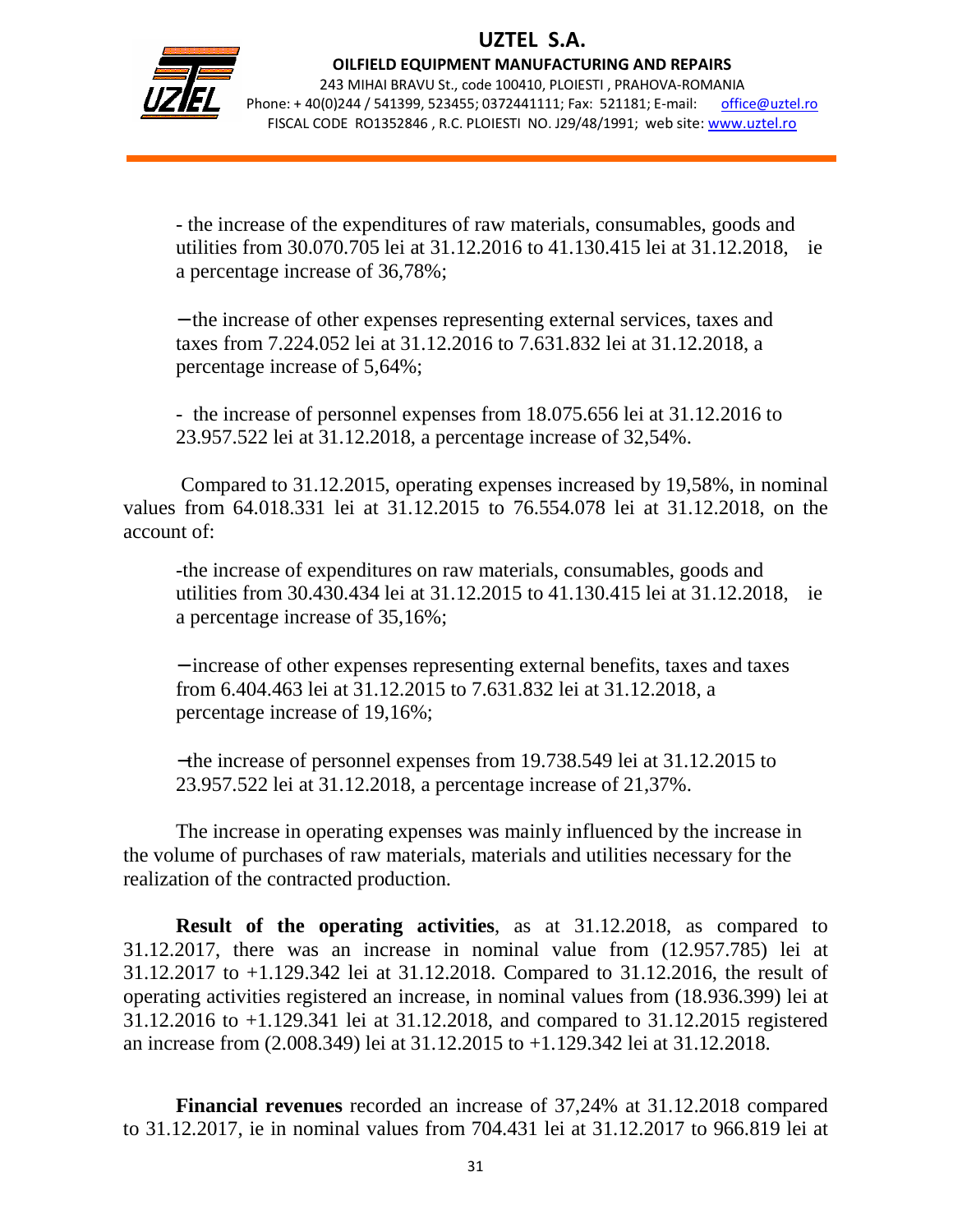- the increase of the expenditures of raw materials, consumables, goods and utilities from 30.070.705 lei at 31.12.2016 to 41.130.415 lei at 31.12.2018, ie a percentage increase of 36,78%;

− the increase of other expenses representing external services, taxes and taxes from 7.224.052 lei at 31.12.2016 to 7.631.832 lei at 31.12.2018, a percentage increase of 5,64%;

- the increase of personnel expenses from 18.075.656 lei at 31.12.2016 to 23.957.522 lei at 31.12.2018, a percentage increase of 32,54%.

Compared to 31.12.2015, operating expenses increased by 19,58%, in nominal values from 64.018.331 lei at 31.12.2015 to 76.554.078 lei at 31.12.2018, on the account of:

-the increase of expenditures on raw materials, consumables, goods and utilities from 30.430.434 lei at 31.12.2015 to 41.130.415 lei at 31.12.2018, ie a percentage increase of 35,16%;

− increase of other expenses representing external benefits, taxes and taxes from 6.404.463 lei at 31.12.2015 to 7.631.832 lei at 31.12.2018, a percentage increase of 19,16%;

− the increase of personnel expenses from 19.738.549 lei at 31.12.2015 to 23.957.522 lei at 31.12.2018, a percentage increase of 21,37%.

The increase in operating expenses was mainly influenced by the increase in the volume of purchases of raw materials, materials and utilities necessary for the realization of the contracted production.

**Result of the operating activities**, as at 31.12.2018, as compared to 31.12.2017, there was an increase in nominal value from (12.957.785) lei at 31.12.2017 to +1.129.342 lei at 31.12.2018. Compared to 31.12.2016, the result of operating activities registered an increase, in nominal values from (18.936.399) lei at 31.12.2016 to +1.129.341 lei at 31.12.2018, and compared to 31.12.2015 registered an increase from (2.008.349) lei at 31.12.2015 to +1.129.342 lei at 31.12.2018.

**Financial revenues** recorded an increase of 37,24% at 31.12.2018 compared to 31.12.2017, ie in nominal values from 704.431 lei at 31.12.2017 to 966.819 lei at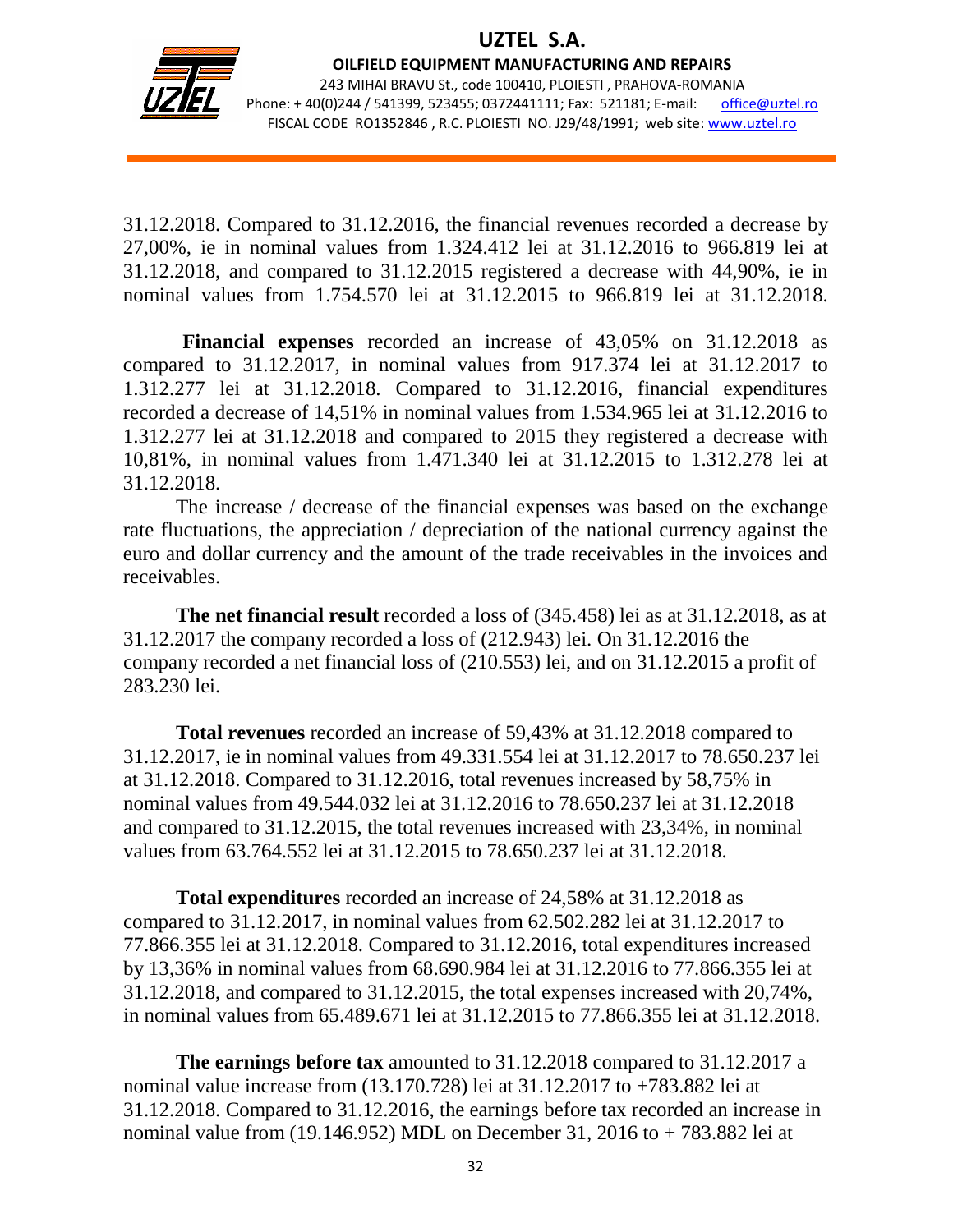31.12.2018. Compared to 31.12.2016, the financial revenues recorded a decrease by 27,00%, ie in nominal values from 1.324.412 lei at 31.12.2016 to 966.819 lei at 31.12.2018, and compared to 31.12.2015 registered a decrease with 44,90%, ie in nominal values from 1.754.570 lei at 31.12.2015 to 966.819 lei at 31.12.2018.

**Financial expenses** recorded an increase of 43,05% on 31.12.2018 as compared to 31.12.2017, in nominal values from 917.374 lei at 31.12.2017 to 1.312.277 lei at 31.12.2018. Compared to 31.12.2016, financial expenditures recorded a decrease of 14,51% in nominal values from 1.534.965 lei at 31.12.2016 to 1.312.277 lei at 31.12.2018 and compared to 2015 they registered a decrease with 10,81%, in nominal values from 1.471.340 lei at 31.12.2015 to 1.312.278 lei at 31.12.2018.

The increase / decrease of the financial expenses was based on the exchange rate fluctuations, the appreciation / depreciation of the national currency against the euro and dollar currency and the amount of the trade receivables in the invoices and receivables.

**The net financial result** recorded a loss of (345.458) lei as at 31.12.2018, as at 31.12.2017 the company recorded a loss of (212.943) lei. On 31.12.2016 the company recorded a net financial loss of (210.553) lei, and on 31.12.2015 a profit of 283.230 lei.

**Total revenues** recorded an increase of 59,43% at 31.12.2018 compared to 31.12.2017, ie in nominal values from 49.331.554 lei at 31.12.2017 to 78.650.237 lei at 31.12.2018. Compared to 31.12.2016, total revenues increased by 58,75% in nominal values from 49.544.032 lei at 31.12.2016 to 78.650.237 lei at 31.12.2018 and compared to 31.12.2015, the total revenues increased with 23,34%, in nominal values from 63.764.552 lei at 31.12.2015 to 78.650.237 lei at 31.12.2018.

**Total expenditures** recorded an increase of 24,58% at 31.12.2018 as compared to 31.12.2017, in nominal values from 62.502.282 lei at 31.12.2017 to 77.866.355 lei at 31.12.2018. Compared to 31.12.2016, total expenditures increased by 13,36% in nominal values from 68.690.984 lei at 31.12.2016 to 77.866.355 lei at 31.12.2018, and compared to 31.12.2015, the total expenses increased with 20,74%, in nominal values from 65.489.671 lei at 31.12.2015 to 77.866.355 lei at 31.12.2018.

**The earnings before tax** amounted to 31.12.2018 compared to 31.12.2017 a nominal value increase from (13.170.728) lei at 31.12.2017 to +783.882 lei at 31.12.2018. Compared to 31.12.2016, the earnings before tax recorded an increase in nominal value from (19.146.952) MDL on December 31, 2016 to + 783.882 lei at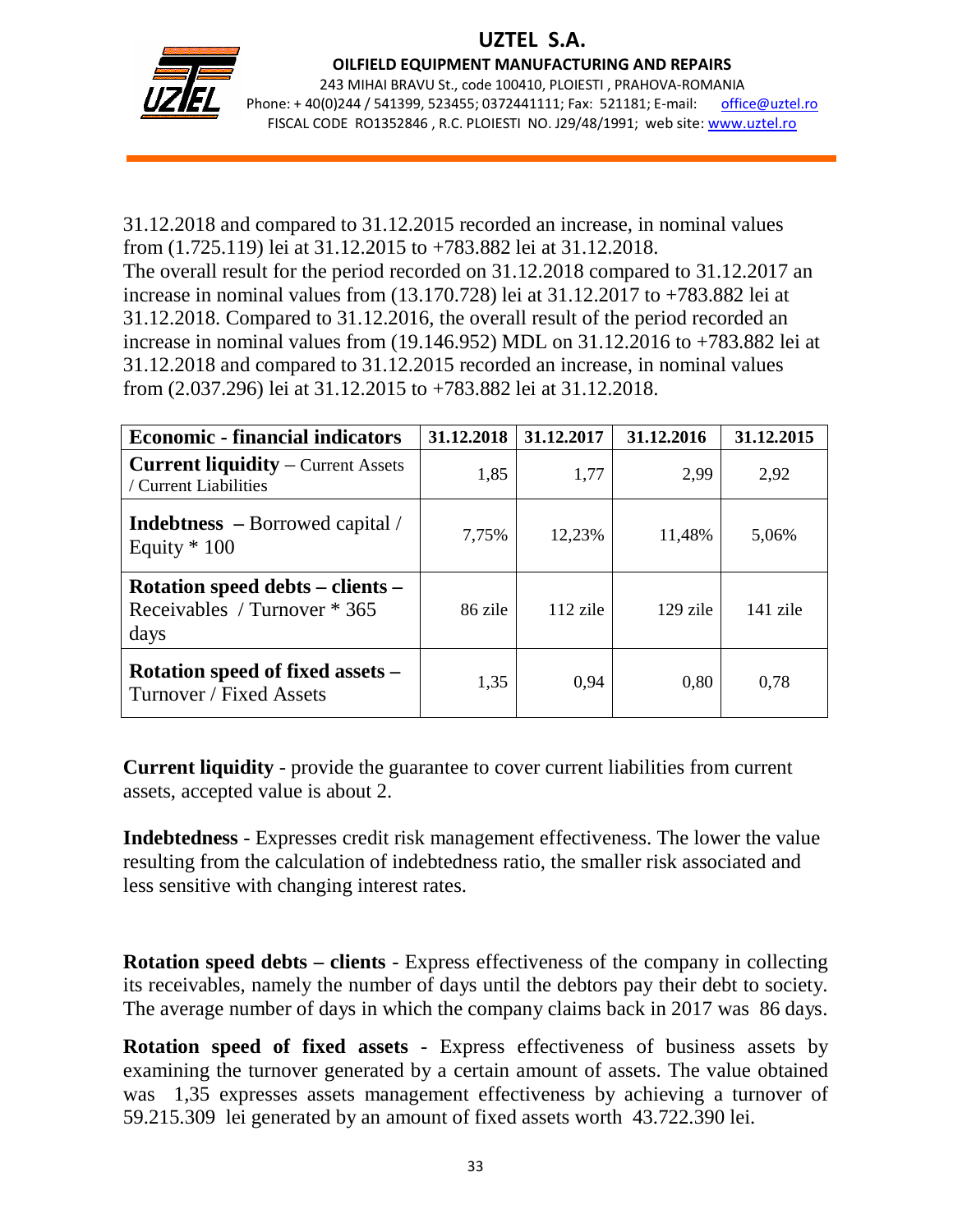31.12.2018 and compared to 31.12.2015 recorded an increase, in nominal values from (1.725.119) lei at 31.12.2015 to +783.882 lei at 31.12.2018.
The overall result for the period recorded on 31.12.2018 compared to 31.12.2017 an increase in nominal values from (13.170.728) lei at 31.12.2017 to +783.882 lei at 31.12.2018. Compared to 31.12.2016, the overall result of the period recorded an increase in nominal values from (19.146.952) MDL on 31.12.2016 to +783.882 lei at 31.12.2018 and compared to 31.12.2015 recorded an increase, in nominal values from (2.037.296) lei at 31.12.2015 to +783.882 lei at 31.12.2018.

| Economic - financial indicators | 31.12.2018 | 31.12.2017 | 31.12.2016 | 31.12.2015 |
|---|---|---|---|---|
| **Current liquidity** – Current Assets / Current Liabilities | 1,85 | 1,77 | 2,99 | 2,92 |
| **Indebtness** – Borrowed capital / Equity * 100 | 7,75% | 12,23% | 11,48% | 5,06% |
| **Rotation speed debts – clients** – Receivables / Turnover * 365 days | 86 zile | 112 zile | 129 zile | 141 zile |
| **Rotation speed of fixed assets** – Turnover / Fixed Assets | 1,35 | 0,94 | 0,80 | 0,78 |

**Current liquidity** - provide the guarantee to cover current liabilities from current assets, accepted value is about 2.

**Indebtedness** - Expresses credit risk management effectiveness. The lower the value resulting from the calculation of indebtedness ratio, the smaller risk associated and less sensitive with changing interest rates.

**Rotation speed debts – clients** - Express effectiveness of the company in collecting its receivables, namely the number of days until the debtors pay their debt to society. The average number of days in which the company claims back in 2017 was 86 days.

**Rotation speed of fixed assets** - Express effectiveness of business assets by examining the turnover generated by a certain amount of assets. The value obtained was 1,35 expresses assets management effectiveness by achieving a turnover of 59.215.309 lei generated by an amount of fixed assets worth 43.722.390 lei.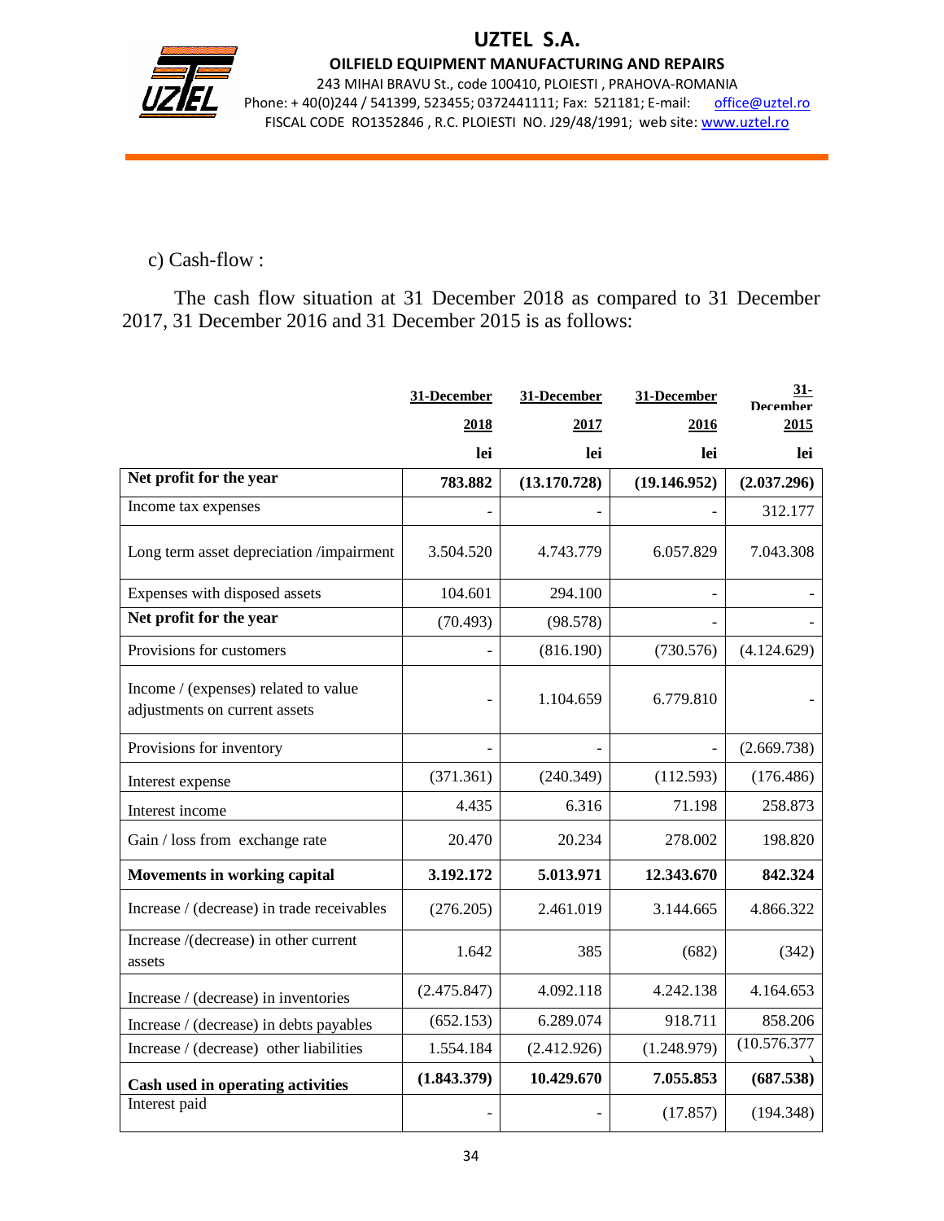c) Cash-flow :

The cash flow situation at 31 December 2018 as compared to 31 December 2017, 31 December 2016 and 31 December 2015 is as follows:

| | 31-December 2018 lei | 31-December 2017 lei | 31-December 2016 lei | 31-December 2015 lei |
|---|---|---|---|---|
| **Net profit for the year** | **783.882** | **(13.170.728)** | **(19.146.952)** | **(2.037.296)** |
| Income tax expenses | - | - | - | 312.177 |
| Long term asset depreciation /impairment | 3.504.520 | 4.743.779 | 6.057.829 | 7.043.308 |
| Expenses with disposed assets | 104.601 | 294.100 | - | - |
| **Net profit for the year** | (70.493) | (98.578) | - | - |
| Provisions for customers | - | (816.190) | (730.576) | (4.124.629) |
| Income / (expenses) related to value adjustments on current assets | - | 1.104.659 | 6.779.810 | - |
| Provisions for inventory | - | - | - | (2.669.738) |
| Interest expense | (371.361) | (240.349) | (112.593) | (176.486) |
| Interest income | 4.435 | 6.316 | 71.198 | 258.873 |
| Gain / loss from exchange rate | 20.470 | 20.234 | 278.002 | 198.820 |
| **Movements in working capital** | **3.192.172** | **5.013.971** | **12.343.670** | **842.324** |
| Increase / (decrease) in trade receivables | (276.205) | 2.461.019 | 3.144.665 | 4.866.322 |
| Increase /(decrease) in other current assets | 1.642 | 385 | (682) | (342) |
| Increase / (decrease) in inventories | (2.475.847) | 4.092.118 | 4.242.138 | 4.164.653 |
| Increase / (decrease) in debts payables | (652.153) | 6.289.074 | 918.711 | 858.206 |
| Increase / (decrease) other liabilities | 1.554.184 | (2.412.926) | (1.248.979) | (10.576.377) |
| **Cash used in operating activities** | **(1.843.379)** | **10.429.670** | **7.055.853** | **(687.538)** |
| Interest paid | - | - | (17.857) | (194.348) |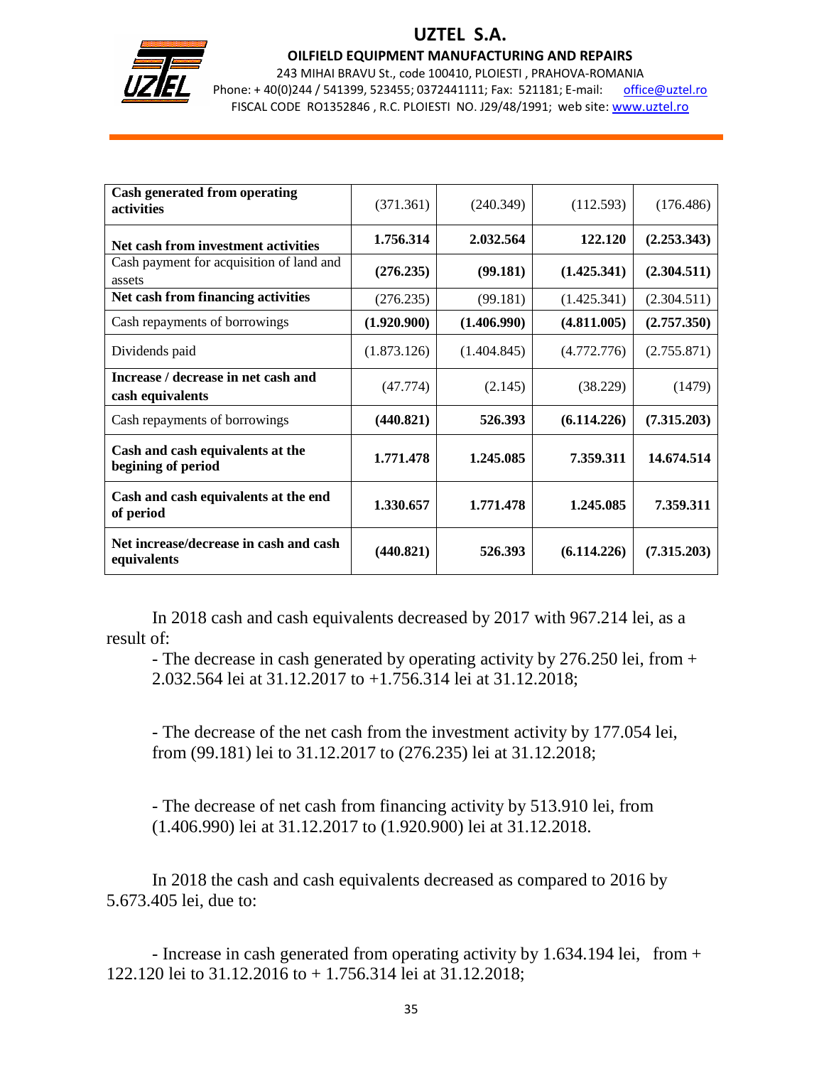| Cash generated from operating activities | (371.361) | (240.349) | (112.593) | (176.486) |
|---|---|---|---|---|
| **Net cash from investment activities** | **1.756.314** | **2.032.564** | **122.120** | **(2.253.343)** |
| Cash payment for acquisition of land and assets | **(276.235)** | **(99.181)** | **(1.425.341)** | **(2.304.511)** |
| **Net cash from financing activities** | (276.235) | (99.181) | (1.425.341) | (2.304.511) |
| Cash repayments of borrowings | **(1.920.900)** | **(1.406.990)** | **(4.811.005)** | **(2.757.350)** |
| Dividends paid | (1.873.126) | (1.404.845) | (4.772.776) | (2.755.871) |
| **Increase / decrease in net cash and cash equivalents** | (47.774) | (2.145) | (38.229) | (1479) |
| Cash repayments of borrowings | **(440.821)** | **526.393** | **(6.114.226)** | **(7.315.203)** |
| **Cash and cash equivalents at the begining of period** | **1.771.478** | **1.245.085** | **7.359.311** | **14.674.514** |
| **Cash and cash equivalents at the end of period** | **1.330.657** | **1.771.478** | **1.245.085** | **7.359.311** |
| **Net increase/decrease in cash and cash equivalents** | **(440.821)** | **526.393** | **(6.114.226)** | **(7.315.203)** |

In 2018 cash and cash equivalents decreased by 2017 with 967.214 lei, as a result of:

- The decrease in cash generated by operating activity by 276.250 lei, from + 2.032.564 lei at 31.12.2017 to +1.756.314 lei at 31.12.2018;

- The decrease of the net cash from the investment activity by 177.054 lei, from (99.181) lei to 31.12.2017 to (276.235) lei at 31.12.2018;

- The decrease of net cash from financing activity by 513.910 lei, from (1.406.990) lei at 31.12.2017 to (1.920.900) lei at 31.12.2018.

In 2018 the cash and cash equivalents decreased as compared to 2016 by 5.673.405 lei, due to:

- Increase in cash generated from operating activity by 1.634.194 lei, from + 122.120 lei to 31.12.2016 to + 1.756.314 lei at 31.12.2018;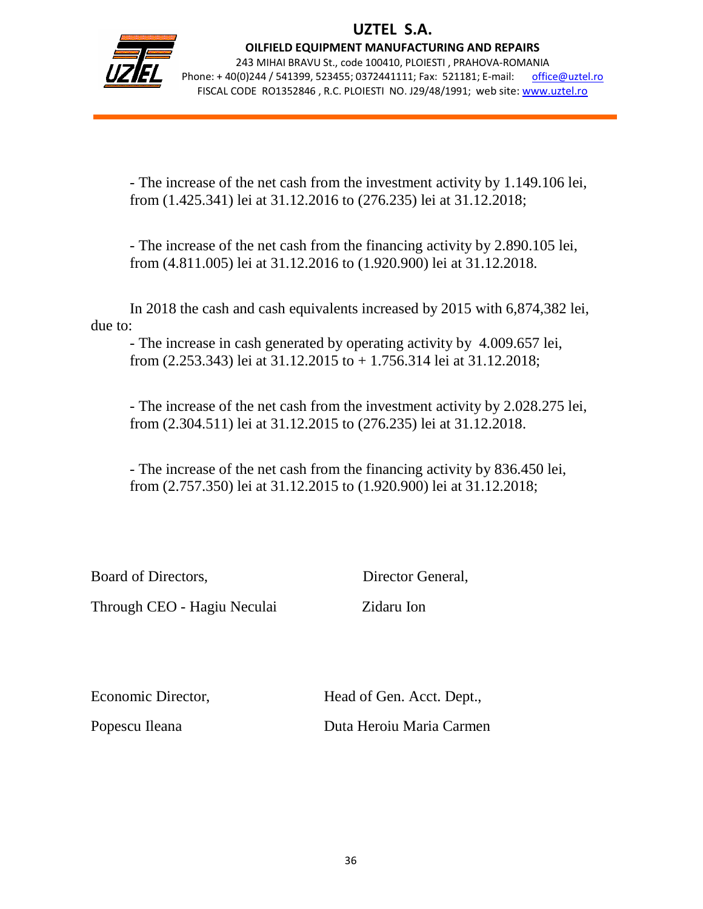- The increase of the net cash from the investment activity by 1.149.106 lei, from (1.425.341) lei at 31.12.2016 to (276.235) lei at 31.12.2018;

- The increase of the net cash from the financing activity by 2.890.105 lei, from (4.811.005) lei at 31.12.2016 to (1.920.900) lei at 31.12.2018.

In 2018 the cash and cash equivalents increased by 2015 with 6,874,382 lei, due to:

- The increase in cash generated by operating activity by 4.009.657 lei, from (2.253.343) lei at 31.12.2015 to + 1.756.314 lei at 31.12.2018;

- The increase of the net cash from the investment activity by 2.028.275 lei, from (2.304.511) lei at 31.12.2015 to (276.235) lei at 31.12.2018.

- The increase of the net cash from the financing activity by 836.450 lei, from (2.757.350) lei at 31.12.2015 to (1.920.900) lei at 31.12.2018;

Board of Directors, Through CEO - Hagiu Neculai

Director General, Zidaru Ion

Economic Director, Popescu Ileana

Head of Gen. Acct. Dept., Duta Heroiu Maria Carmen